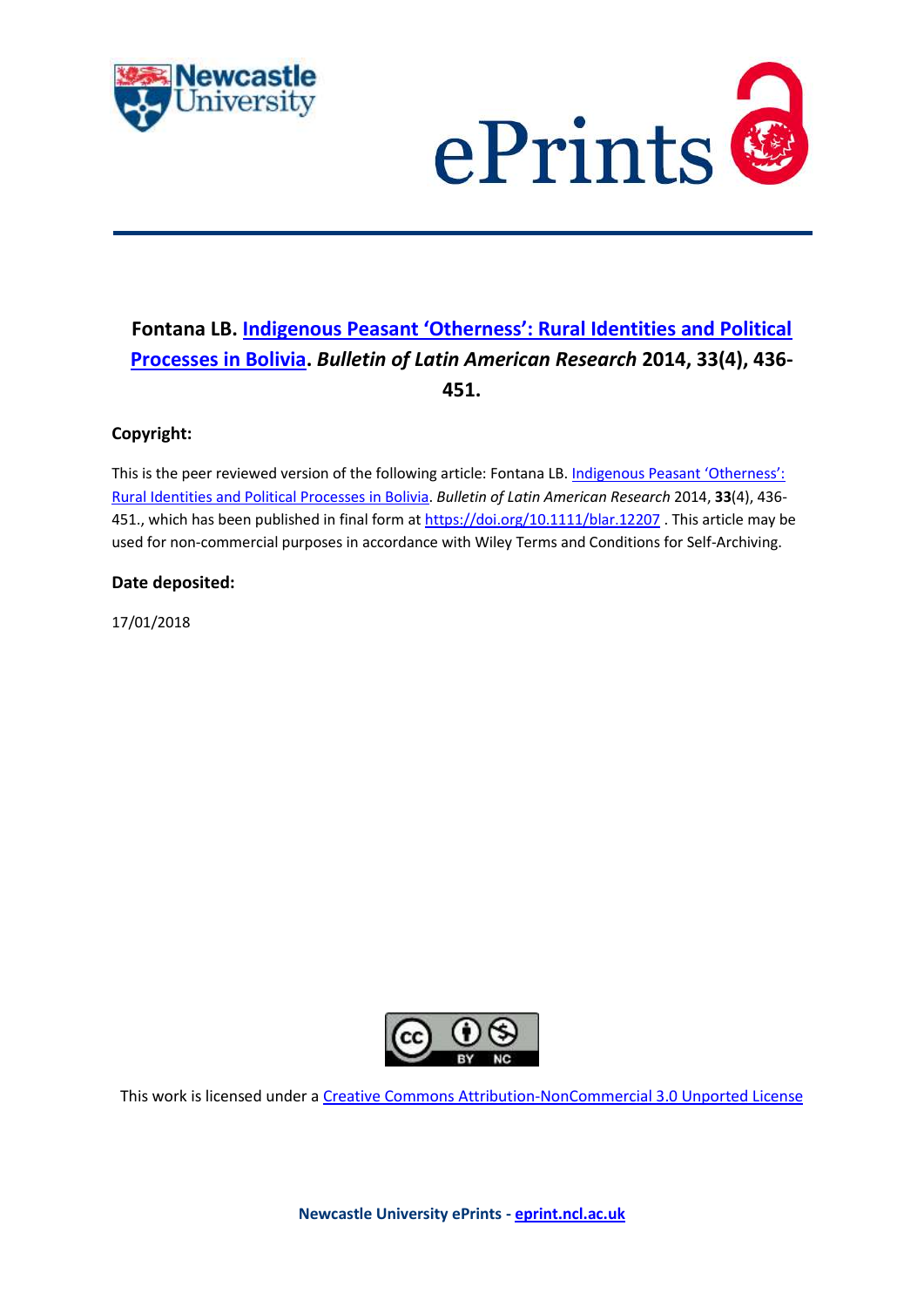**Fontana LB. [Indigenous Peasant 'Otherness': Rural Identities and Political Processes in Bolivia](https://doi.org/10.1111/blar.12207). *Bulletin of Latin American Research* 2014, 33(4), 436-451.**

**Copyright:**

This is the peer reviewed version of the following article: Fontana LB. [Indigenous Peasant 'Otherness': Rural Identities and Political Processes in Bolivia](https://doi.org/10.1111/blar.12207). *Bulletin of Latin American Research* 2014, **33**(4), 436-451., which has been published in final form at [https://doi.org/10.1111/blar.12207](https://doi.org/10.1111/blar.12207) . This article may be used for non-commercial purposes in accordance with Wiley Terms and Conditions for Self-Archiving.

**Date deposited:**

17/01/2018

This work is licensed under a [Creative Commons Attribution-NonCommercial 3.0 Unported License](https://creativecommons.org/licenses/by-nc/3.0/)

**Newcastle University ePrints - [eprint.ncl.ac.uk](https://eprint.ncl.ac.uk)**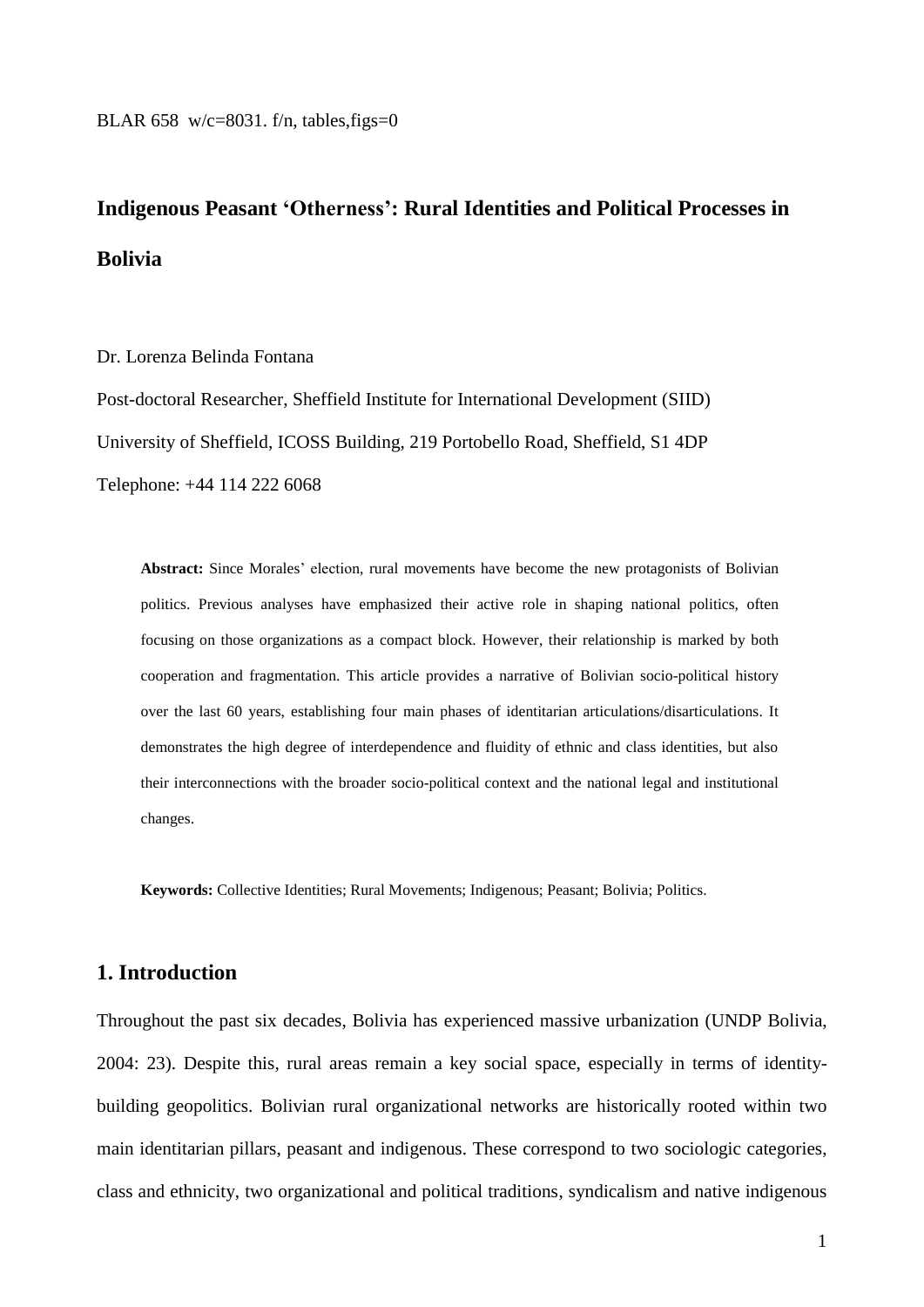BLAR 658 w/c=8031. f/n, tables,figs=0

# Indigenous Peasant 'Otherness': Rural Identities and Political Processes in Bolivia

Dr. Lorenza Belinda Fontana

Post-doctoral Researcher, Sheffield Institute for International Development (SIID)

University of Sheffield, ICOSS Building, 219 Portobello Road, Sheffield, S1 4DP

Telephone: +44 114 222 6068

> **Abstract:** Since Morales' election, rural movements have become the new protagonists of Bolivian politics. Previous analyses have emphasized their active role in shaping national politics, often focusing on those organizations as a compact block. However, their relationship is marked by both cooperation and fragmentation. This article provides a narrative of Bolivian socio-political history over the last 60 years, establishing four main phases of identitarian articulations/disarticulations. It demonstrates the high degree of interdependence and fluidity of ethnic and class identities, but also their interconnections with the broader socio-political context and the national legal and institutional changes.
>
> **Keywords:** Collective Identities; Rural Movements; Indigenous; Peasant; Bolivia; Politics.

## 1. Introduction

Throughout the past six decades, Bolivia has experienced massive urbanization (UNDP Bolivia, 2004: 23). Despite this, rural areas remain a key social space, especially in terms of identity-building geopolitics. Bolivian rural organizational networks are historically rooted within two main identitarian pillars, peasant and indigenous. These correspond to two sociologic categories, class and ethnicity, two organizational and political traditions, syndicalism and native indigenous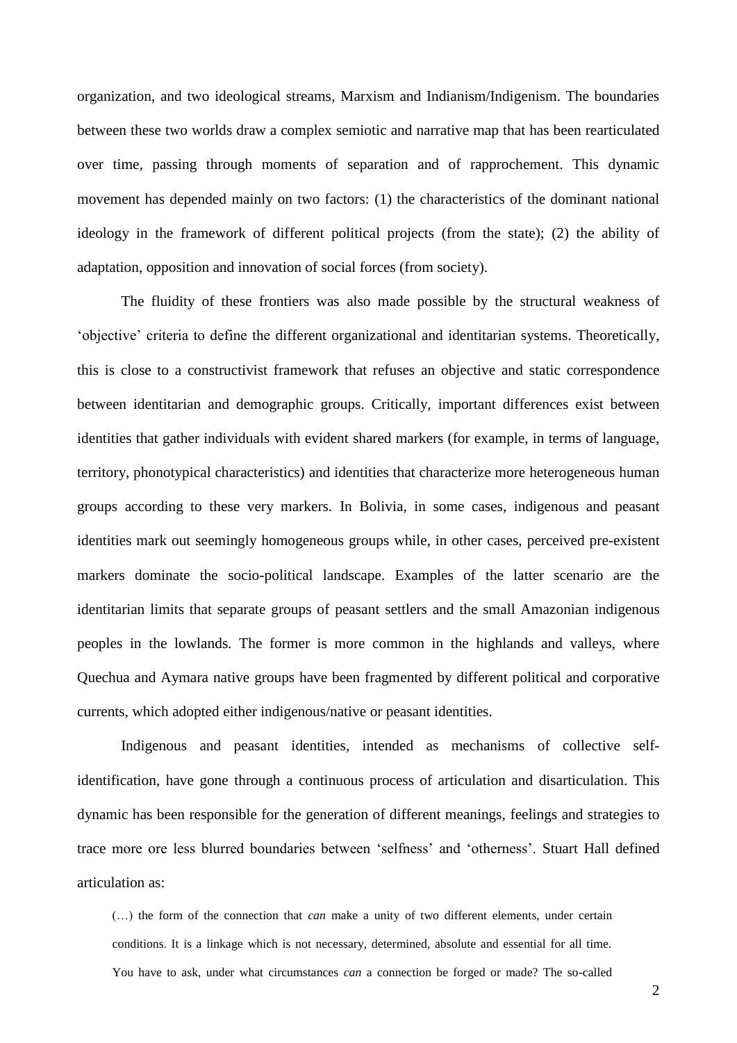organization, and two ideological streams, Marxism and Indianism/Indigenism. The boundaries between these two worlds draw a complex semiotic and narrative map that has been rearticulated over time, passing through moments of separation and of rapprochement. This dynamic movement has depended mainly on two factors: (1) the characteristics of the dominant national ideology in the framework of different political projects (from the state); (2) the ability of adaptation, opposition and innovation of social forces (from society).

The fluidity of these frontiers was also made possible by the structural weakness of 'objective' criteria to define the different organizational and identitarian systems. Theoretically, this is close to a constructivist framework that refuses an objective and static correspondence between identitarian and demographic groups. Critically, important differences exist between identities that gather individuals with evident shared markers (for example, in terms of language, territory, phonotypical characteristics) and identities that characterize more heterogeneous human groups according to these very markers. In Bolivia, in some cases, indigenous and peasant identities mark out seemingly homogeneous groups while, in other cases, perceived pre-existent markers dominate the socio-political landscape. Examples of the latter scenario are the identitarian limits that separate groups of peasant settlers and the small Amazonian indigenous peoples in the lowlands. The former is more common in the highlands and valleys, where Quechua and Aymara native groups have been fragmented by different political and corporative currents, which adopted either indigenous/native or peasant identities.

Indigenous and peasant identities, intended as mechanisms of collective self-identification, have gone through a continuous process of articulation and disarticulation. This dynamic has been responsible for the generation of different meanings, feelings and strategies to trace more ore less blurred boundaries between 'selfness' and 'otherness'. Stuart Hall defined articulation as:

> (…) the form of the connection that *can* make a unity of two different elements, under certain conditions. It is a linkage which is not necessary, determined, absolute and essential for all time. You have to ask, under what circumstances *can* a connection be forged or made? The so-called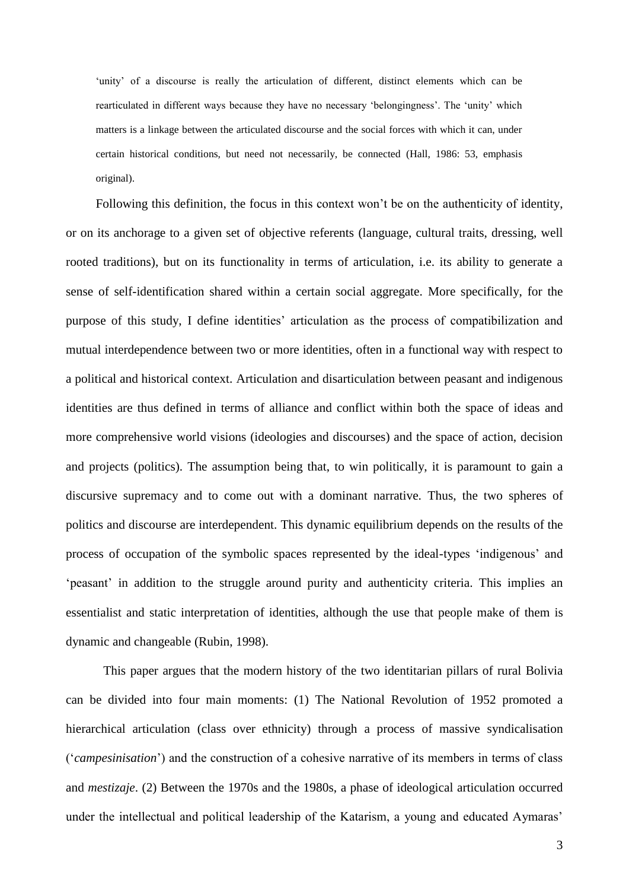'unity' of a discourse is really the articulation of different, distinct elements which can be rearticulated in different ways because they have no necessary 'belongingness'. The 'unity' which matters is a linkage between the articulated discourse and the social forces with which it can, under certain historical conditions, but need not necessarily, be connected (Hall, 1986: 53, emphasis original).

Following this definition, the focus in this context won't be on the authenticity of identity, or on its anchorage to a given set of objective referents (language, cultural traits, dressing, well rooted traditions), but on its functionality in terms of articulation, i.e. its ability to generate a sense of self-identification shared within a certain social aggregate. More specifically, for the purpose of this study, I define identities' articulation as the process of compatibilization and mutual interdependence between two or more identities, often in a functional way with respect to a political and historical context. Articulation and disarticulation between peasant and indigenous identities are thus defined in terms of alliance and conflict within both the space of ideas and more comprehensive world visions (ideologies and discourses) and the space of action, decision and projects (politics). The assumption being that, to win politically, it is paramount to gain a discursive supremacy and to come out with a dominant narrative. Thus, the two spheres of politics and discourse are interdependent. This dynamic equilibrium depends on the results of the process of occupation of the symbolic spaces represented by the ideal-types 'indigenous' and 'peasant' in addition to the struggle around purity and authenticity criteria. This implies an essentialist and static interpretation of identities, although the use that people make of them is dynamic and changeable (Rubin, 1998).

This paper argues that the modern history of the two identitarian pillars of rural Bolivia can be divided into four main moments: (1) The National Revolution of 1952 promoted a hierarchical articulation (class over ethnicity) through a process of massive syndicalisation ('*campesinisation*') and the construction of a cohesive narrative of its members in terms of class and *mestizaje*. (2) Between the 1970s and the 1980s, a phase of ideological articulation occurred under the intellectual and political leadership of the Katarism, a young and educated Aymaras'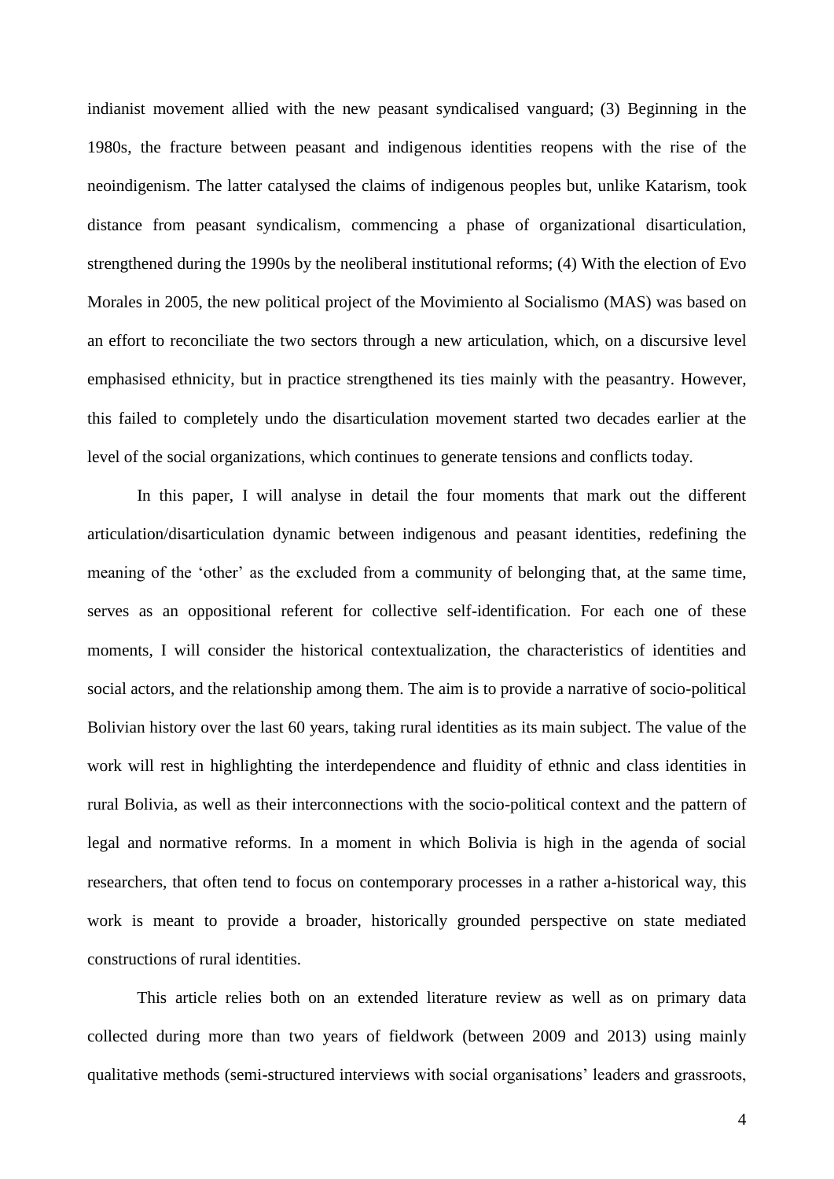indianist movement allied with the new peasant syndicalised vanguard; (3) Beginning in the 1980s, the fracture between peasant and indigenous identities reopens with the rise of the neoindigenism. The latter catalysed the claims of indigenous peoples but, unlike Katarism, took distance from peasant syndicalism, commencing a phase of organizational disarticulation, strengthened during the 1990s by the neoliberal institutional reforms; (4) With the election of Evo Morales in 2005, the new political project of the Movimiento al Socialismo (MAS) was based on an effort to reconciliate the two sectors through a new articulation, which, on a discursive level emphasised ethnicity, but in practice strengthened its ties mainly with the peasantry. However, this failed to completely undo the disarticulation movement started two decades earlier at the level of the social organizations, which continues to generate tensions and conflicts today.

In this paper, I will analyse in detail the four moments that mark out the different articulation/disarticulation dynamic between indigenous and peasant identities, redefining the meaning of the 'other' as the excluded from a community of belonging that, at the same time, serves as an oppositional referent for collective self-identification. For each one of these moments, I will consider the historical contextualization, the characteristics of identities and social actors, and the relationship among them. The aim is to provide a narrative of socio-political Bolivian history over the last 60 years, taking rural identities as its main subject. The value of the work will rest in highlighting the interdependence and fluidity of ethnic and class identities in rural Bolivia, as well as their interconnections with the socio-political context and the pattern of legal and normative reforms. In a moment in which Bolivia is high in the agenda of social researchers, that often tend to focus on contemporary processes in a rather a-historical way, this work is meant to provide a broader, historically grounded perspective on state mediated constructions of rural identities.

This article relies both on an extended literature review as well as on primary data collected during more than two years of fieldwork (between 2009 and 2013) using mainly qualitative methods (semi-structured interviews with social organisations' leaders and grassroots,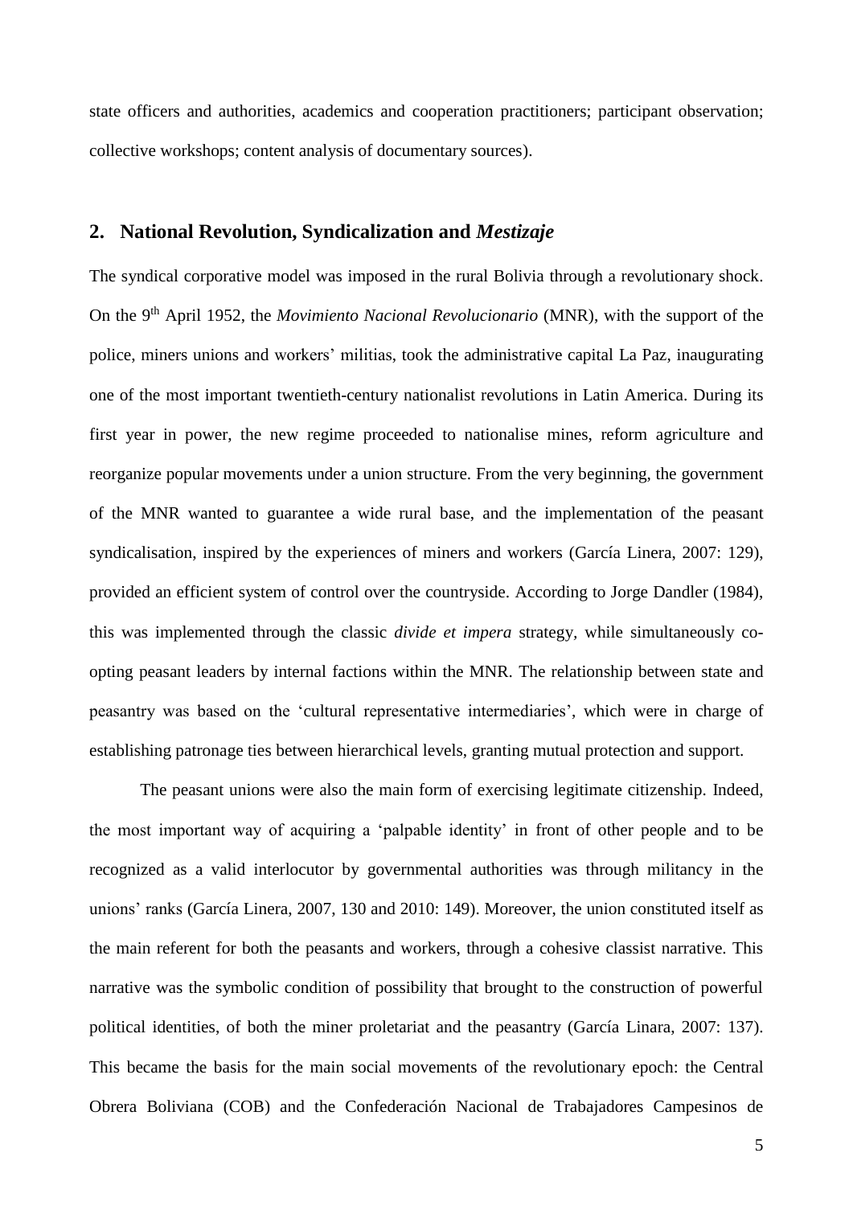state officers and authorities, academics and cooperation practitioners; participant observation; collective workshops; content analysis of documentary sources).

## 2. National Revolution, Syndicalization and *Mestizaje*

The syndical corporative model was imposed in the rural Bolivia through a revolutionary shock. On the 9th April 1952, the *Movimiento Nacional Revolucionario* (MNR), with the support of the police, miners unions and workers' militias, took the administrative capital La Paz, inaugurating one of the most important twentieth-century nationalist revolutions in Latin America. During its first year in power, the new regime proceeded to nationalise mines, reform agriculture and reorganize popular movements under a union structure. From the very beginning, the government of the MNR wanted to guarantee a wide rural base, and the implementation of the peasant syndicalisation, inspired by the experiences of miners and workers (García Linera, 2007: 129), provided an efficient system of control over the countryside. According to Jorge Dandler (1984), this was implemented through the classic *divide et impera* strategy, while simultaneously co-opting peasant leaders by internal factions within the MNR. The relationship between state and peasantry was based on the 'cultural representative intermediaries', which were in charge of establishing patronage ties between hierarchical levels, granting mutual protection and support.

The peasant unions were also the main form of exercising legitimate citizenship. Indeed, the most important way of acquiring a 'palpable identity' in front of other people and to be recognized as a valid interlocutor by governmental authorities was through militancy in the unions' ranks (García Linera, 2007, 130 and 2010: 149). Moreover, the union constituted itself as the main referent for both the peasants and workers, through a cohesive classist narrative. This narrative was the symbolic condition of possibility that brought to the construction of powerful political identities, of both the miner proletariat and the peasantry (García Linara, 2007: 137). This became the basis for the main social movements of the revolutionary epoch: the Central Obrera Boliviana (COB) and the Confederación Nacional de Trabajadores Campesinos de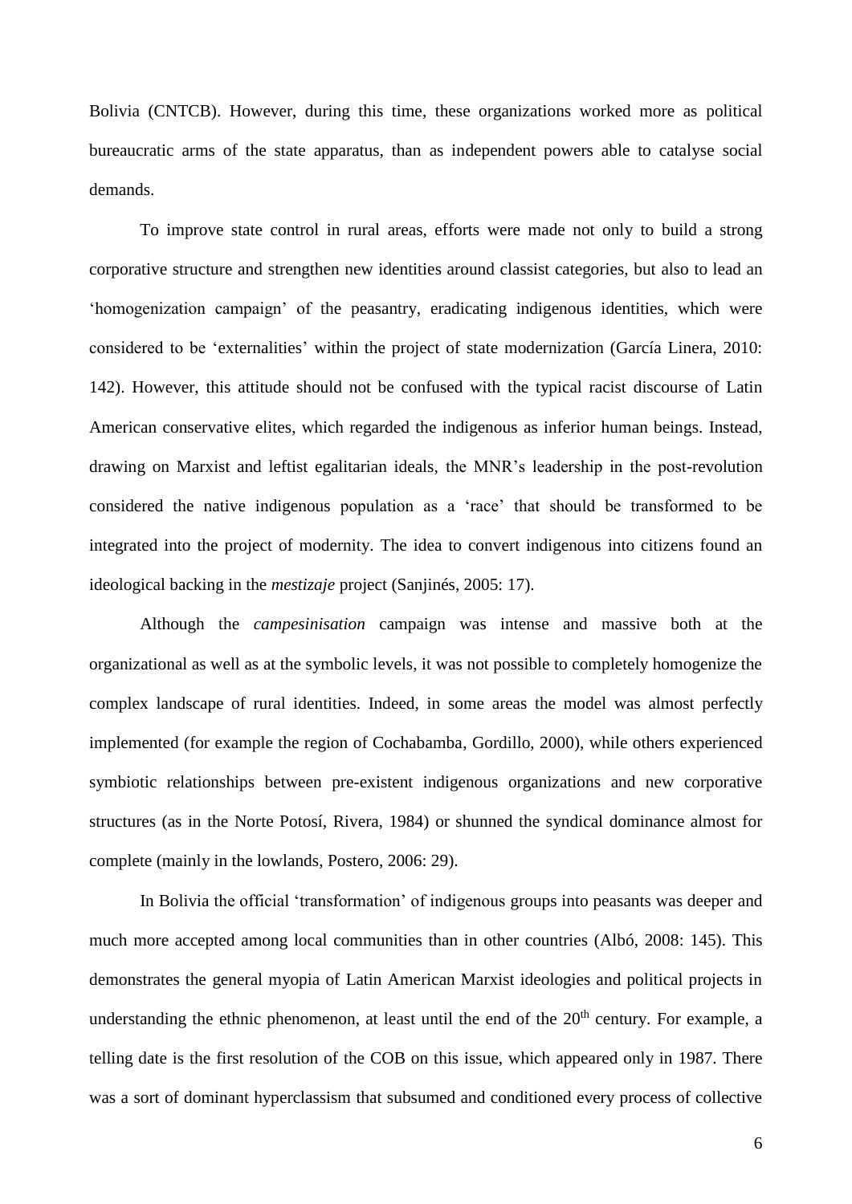Bolivia (CNTCB). However, during this time, these organizations worked more as political bureaucratic arms of the state apparatus, than as independent powers able to catalyse social demands.

To improve state control in rural areas, efforts were made not only to build a strong corporative structure and strengthen new identities around classist categories, but also to lead an 'homogenization campaign' of the peasantry, eradicating indigenous identities, which were considered to be 'externalities' within the project of state modernization (García Linera, 2010: 142). However, this attitude should not be confused with the typical racist discourse of Latin American conservative elites, which regarded the indigenous as inferior human beings. Instead, drawing on Marxist and leftist egalitarian ideals, the MNR's leadership in the post-revolution considered the native indigenous population as a 'race' that should be transformed to be integrated into the project of modernity. The idea to convert indigenous into citizens found an ideological backing in the *mestizaje* project (Sanjinés, 2005: 17).

Although the *campesinisation* campaign was intense and massive both at the organizational as well as at the symbolic levels, it was not possible to completely homogenize the complex landscape of rural identities. Indeed, in some areas the model was almost perfectly implemented (for example the region of Cochabamba, Gordillo, 2000), while others experienced symbiotic relationships between pre-existent indigenous organizations and new corporative structures (as in the Norte Potosí, Rivera, 1984) or shunned the syndical dominance almost for complete (mainly in the lowlands, Postero, 2006: 29).

In Bolivia the official 'transformation' of indigenous groups into peasants was deeper and much more accepted among local communities than in other countries (Albó, 2008: 145). This demonstrates the general myopia of Latin American Marxist ideologies and political projects in understanding the ethnic phenomenon, at least until the end of the 20th century. For example, a telling date is the first resolution of the COB on this issue, which appeared only in 1987. There was a sort of dominant hyperclassism that subsumed and conditioned every process of collective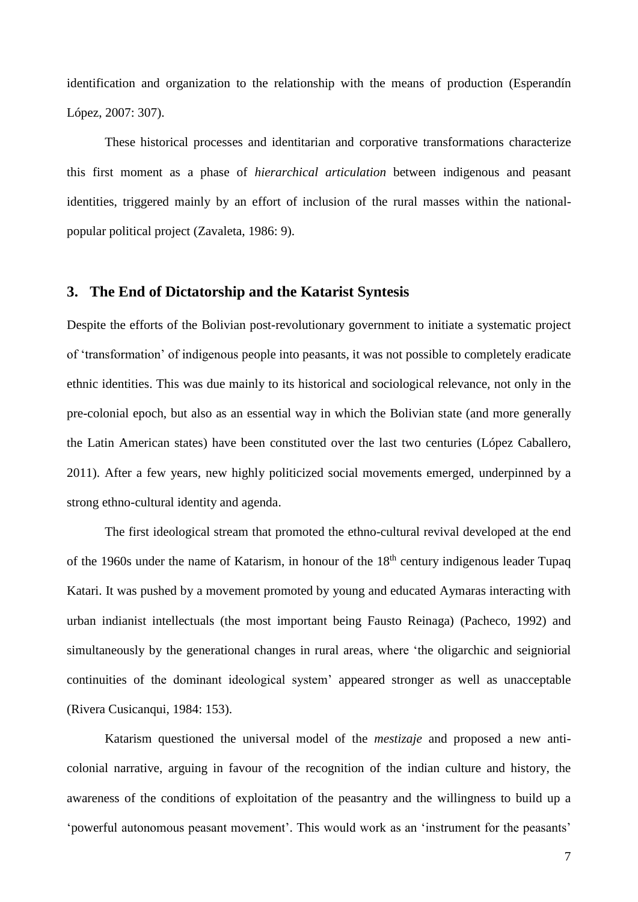identification and organization to the relationship with the means of production (Esperandín López, 2007: 307).

These historical processes and identitarian and corporative transformations characterize this first moment as a phase of *hierarchical articulation* between indigenous and peasant identities, triggered mainly by an effort of inclusion of the rural masses within the national-popular political project (Zavaleta, 1986: 9).

## 3. The End of Dictatorship and the Katarist Syntesis

Despite the efforts of the Bolivian post-revolutionary government to initiate a systematic project of 'transformation' of indigenous people into peasants, it was not possible to completely eradicate ethnic identities. This was due mainly to its historical and sociological relevance, not only in the pre-colonial epoch, but also as an essential way in which the Bolivian state (and more generally the Latin American states) have been constituted over the last two centuries (López Caballero, 2011). After a few years, new highly politicized social movements emerged, underpinned by a strong ethno-cultural identity and agenda.

The first ideological stream that promoted the ethno-cultural revival developed at the end of the 1960s under the name of Katarism, in honour of the 18th century indigenous leader Tupaq Katari. It was pushed by a movement promoted by young and educated Aymaras interacting with urban indianist intellectuals (the most important being Fausto Reinaga) (Pacheco, 1992) and simultaneously by the generational changes in rural areas, where 'the oligarchic and seigniorial continuities of the dominant ideological system' appeared stronger as well as unacceptable (Rivera Cusicanqui, 1984: 153).

Katarism questioned the universal model of the *mestizaje* and proposed a new anti-colonial narrative, arguing in favour of the recognition of the indian culture and history, the awareness of the conditions of exploitation of the peasantry and the willingness to build up a 'powerful autonomous peasant movement'. This would work as an 'instrument for the peasants'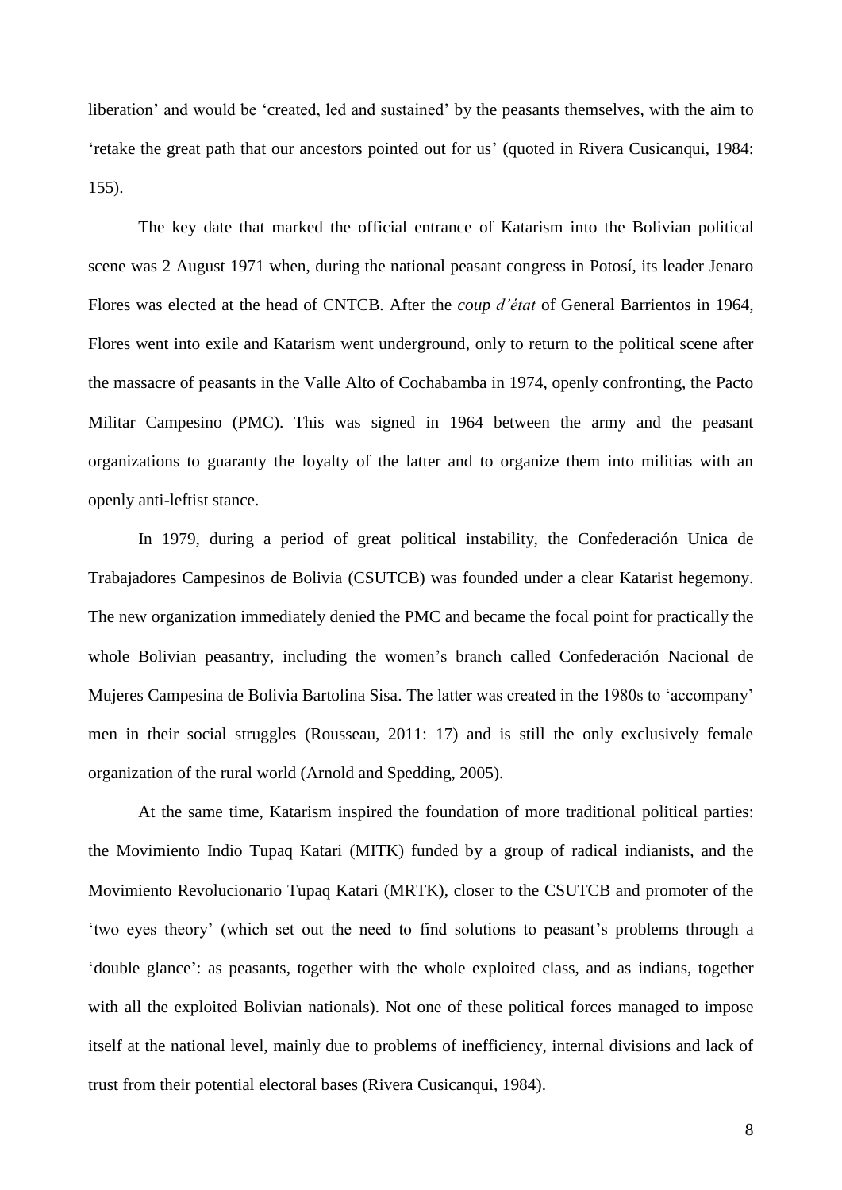liberation' and would be 'created, led and sustained' by the peasants themselves, with the aim to 'retake the great path that our ancestors pointed out for us' (quoted in Rivera Cusicanqui, 1984: 155).

The key date that marked the official entrance of Katarism into the Bolivian political scene was 2 August 1971 when, during the national peasant congress in Potosí, its leader Jenaro Flores was elected at the head of CNTCB. After the *coup d'état* of General Barrientos in 1964, Flores went into exile and Katarism went underground, only to return to the political scene after the massacre of peasants in the Valle Alto of Cochabamba in 1974, openly confronting, the Pacto Militar Campesino (PMC). This was signed in 1964 between the army and the peasant organizations to guaranty the loyalty of the latter and to organize them into militias with an openly anti-leftist stance.

In 1979, during a period of great political instability, the Confederación Unica de Trabajadores Campesinos de Bolivia (CSUTCB) was founded under a clear Katarist hegemony. The new organization immediately denied the PMC and became the focal point for practically the whole Bolivian peasantry, including the women's branch called Confederación Nacional de Mujeres Campesina de Bolivia Bartolina Sisa. The latter was created in the 1980s to 'accompany' men in their social struggles (Rousseau, 2011: 17) and is still the only exclusively female organization of the rural world (Arnold and Spedding, 2005).

At the same time, Katarism inspired the foundation of more traditional political parties: the Movimiento Indio Tupaq Katari (MITK) funded by a group of radical indianists, and the Movimiento Revolucionario Tupaq Katari (MRTK), closer to the CSUTCB and promoter of the 'two eyes theory' (which set out the need to find solutions to peasant's problems through a 'double glance': as peasants, together with the whole exploited class, and as indians, together with all the exploited Bolivian nationals). Not one of these political forces managed to impose itself at the national level, mainly due to problems of inefficiency, internal divisions and lack of trust from their potential electoral bases (Rivera Cusicanqui, 1984).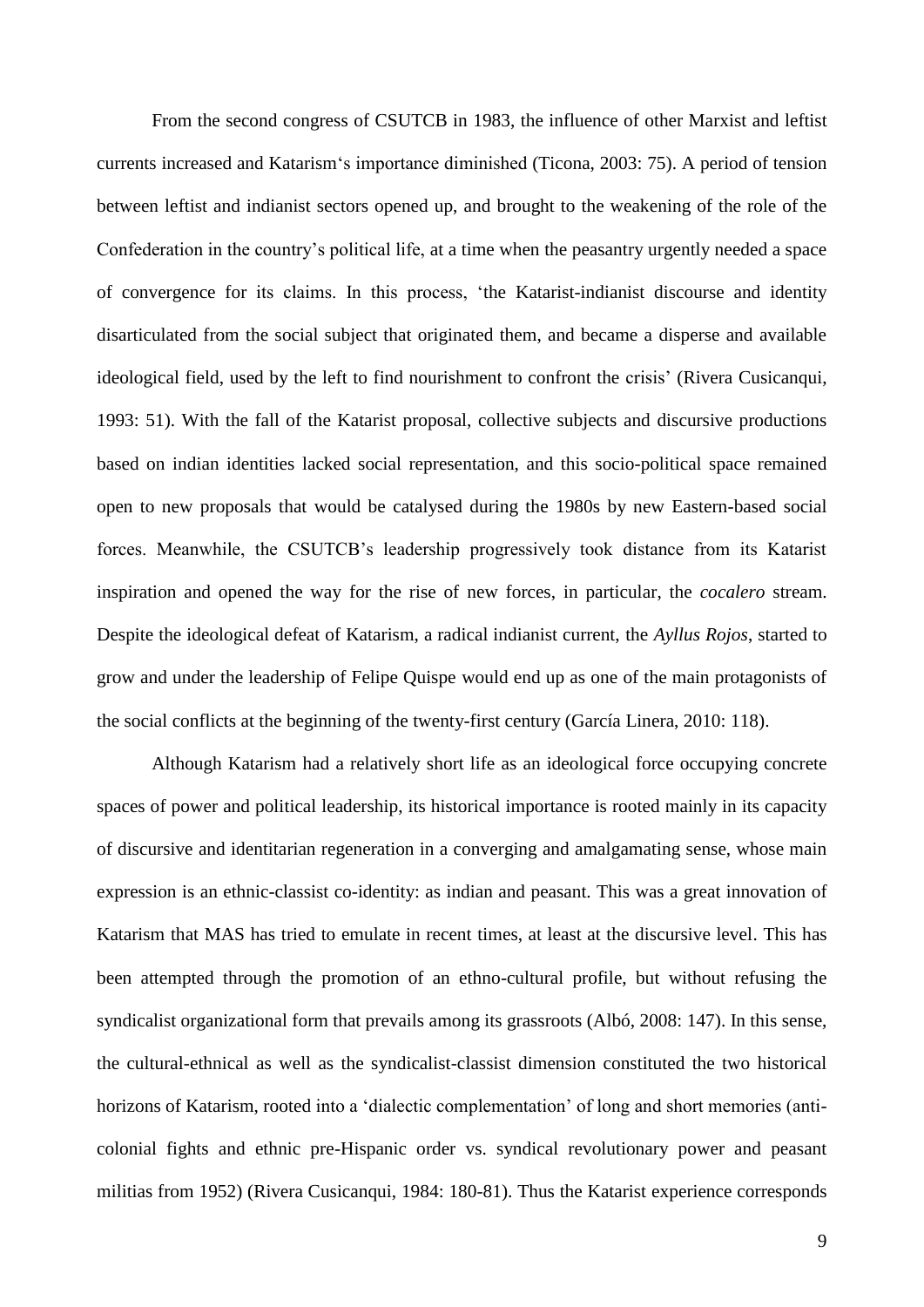From the second congress of CSUTCB in 1983, the influence of other Marxist and leftist currents increased and Katarism's importance diminished (Ticona, 2003: 75). A period of tension between leftist and indianist sectors opened up, and brought to the weakening of the role of the Confederation in the country's political life, at a time when the peasantry urgently needed a space of convergence for its claims. In this process, 'the Katarist-indianist discourse and identity disarticulated from the social subject that originated them, and became a disperse and available ideological field, used by the left to find nourishment to confront the crisis' (Rivera Cusicanqui, 1993: 51). With the fall of the Katarist proposal, collective subjects and discursive productions based on indian identities lacked social representation, and this socio-political space remained open to new proposals that would be catalysed during the 1980s by new Eastern-based social forces. Meanwhile, the CSUTCB's leadership progressively took distance from its Katarist inspiration and opened the way for the rise of new forces, in particular, the *cocalero* stream. Despite the ideological defeat of Katarism, a radical indianist current, the *Ayllus Rojos*, started to grow and under the leadership of Felipe Quispe would end up as one of the main protagonists of the social conflicts at the beginning of the twenty-first century (García Linera, 2010: 118).

Although Katarism had a relatively short life as an ideological force occupying concrete spaces of power and political leadership, its historical importance is rooted mainly in its capacity of discursive and identitarian regeneration in a converging and amalgamating sense, whose main expression is an ethnic-classist co-identity: as indian and peasant. This was a great innovation of Katarism that MAS has tried to emulate in recent times, at least at the discursive level. This has been attempted through the promotion of an ethno-cultural profile, but without refusing the syndicalist organizational form that prevails among its grassroots (Albó, 2008: 147). In this sense, the cultural-ethnical as well as the syndicalist-classist dimension constituted the two historical horizons of Katarism, rooted into a 'dialectic complementation' of long and short memories (anti-colonial fights and ethnic pre-Hispanic order vs. syndical revolutionary power and peasant militias from 1952) (Rivera Cusicanqui, 1984: 180-81). Thus the Katarist experience corresponds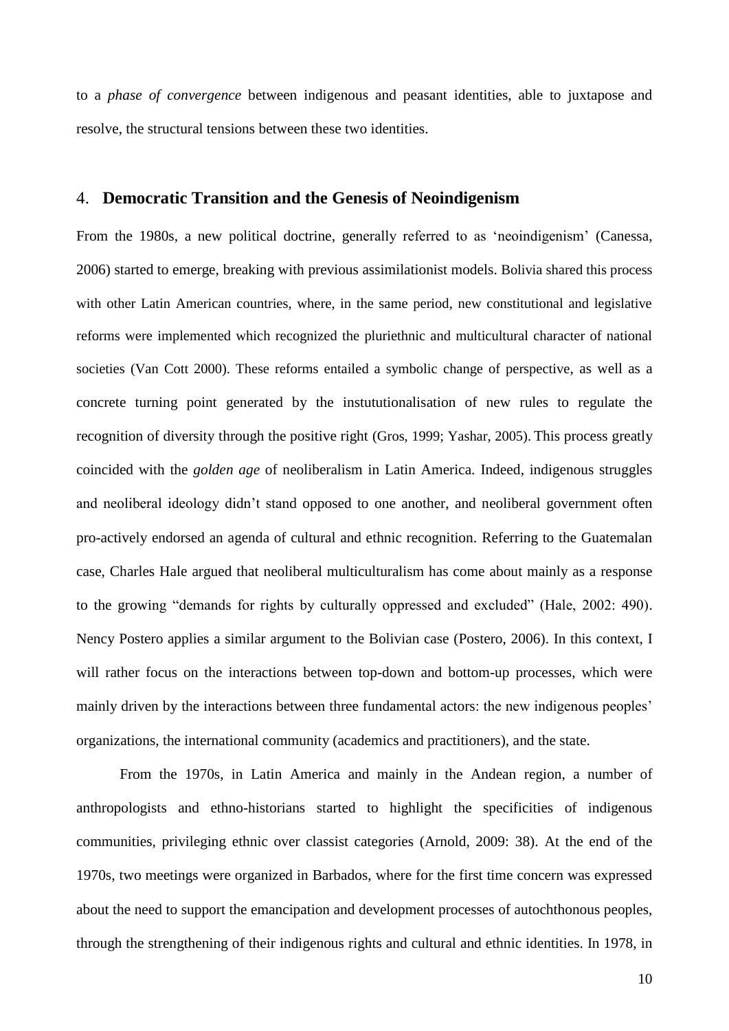to a *phase of convergence* between indigenous and peasant identities, able to juxtapose and resolve, the structural tensions between these two identities.

## 4. **Democratic Transition and the Genesis of Neoindigenism**

From the 1980s, a new political doctrine, generally referred to as 'neoindigenism' (Canessa, 2006) started to emerge, breaking with previous assimilationist models. Bolivia shared this process with other Latin American countries, where, in the same period, new constitutional and legislative reforms were implemented which recognized the pluriethnic and multicultural character of national societies (Van Cott 2000). These reforms entailed a symbolic change of perspective, as well as a concrete turning point generated by the instututionalisation of new rules to regulate the recognition of diversity through the positive right (Gros, 1999; Yashar, 2005). This process greatly coincided with the *golden age* of neoliberalism in Latin America. Indeed, indigenous struggles and neoliberal ideology didn't stand opposed to one another, and neoliberal government often pro-actively endorsed an agenda of cultural and ethnic recognition. Referring to the Guatemalan case, Charles Hale argued that neoliberal multiculturalism has come about mainly as a response to the growing "demands for rights by culturally oppressed and excluded" (Hale, 2002: 490). Nency Postero applies a similar argument to the Bolivian case (Postero, 2006). In this context, I will rather focus on the interactions between top-down and bottom-up processes, which were mainly driven by the interactions between three fundamental actors: the new indigenous peoples' organizations, the international community (academics and practitioners), and the state.

From the 1970s, in Latin America and mainly in the Andean region, a number of anthropologists and ethno-historians started to highlight the specificities of indigenous communities, privileging ethnic over classist categories (Arnold, 2009: 38). At the end of the 1970s, two meetings were organized in Barbados, where for the first time concern was expressed about the need to support the emancipation and development processes of autochthonous peoples, through the strengthening of their indigenous rights and cultural and ethnic identities. In 1978, in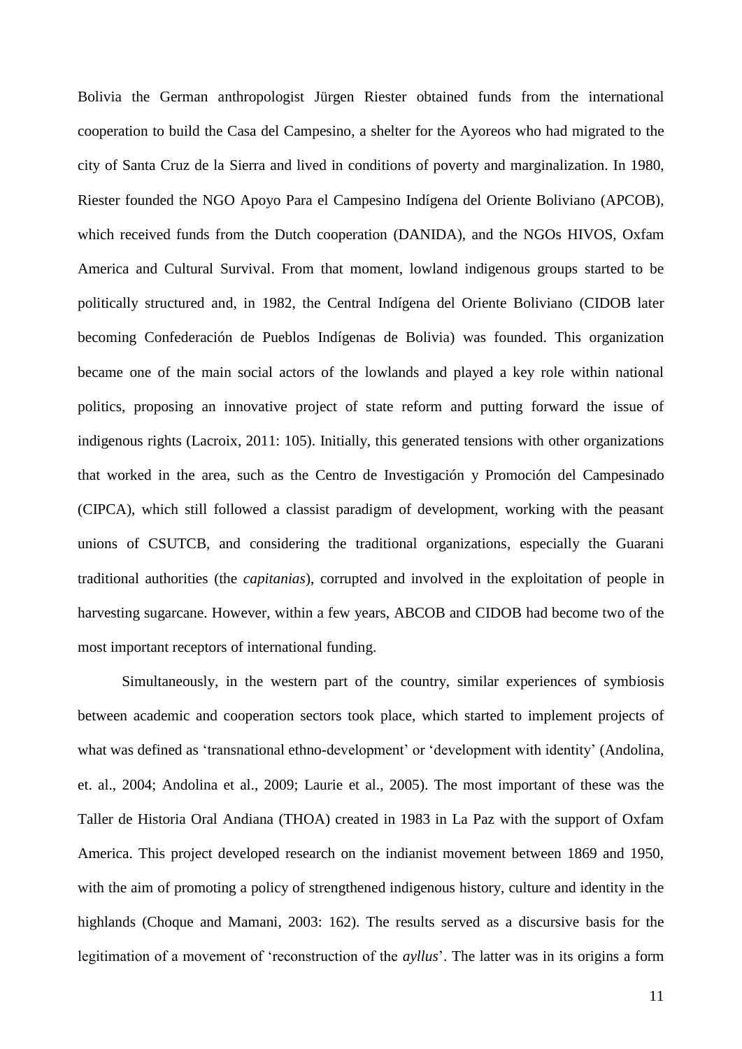Bolivia the German anthropologist Jürgen Riester obtained funds from the international cooperation to build the Casa del Campesino, a shelter for the Ayoreos who had migrated to the city of Santa Cruz de la Sierra and lived in conditions of poverty and marginalization. In 1980, Riester founded the NGO Apoyo Para el Campesino Indígena del Oriente Boliviano (APCOB), which received funds from the Dutch cooperation (DANIDA), and the NGOs HIVOS, Oxfam America and Cultural Survival. From that moment, lowland indigenous groups started to be politically structured and, in 1982, the Central Indígena del Oriente Boliviano (CIDOB later becoming Confederación de Pueblos Indígenas de Bolivia) was founded. This organization became one of the main social actors of the lowlands and played a key role within national politics, proposing an innovative project of state reform and putting forward the issue of indigenous rights (Lacroix, 2011: 105). Initially, this generated tensions with other organizations that worked in the area, such as the Centro de Investigación y Promoción del Campesinado (CIPCA), which still followed a classist paradigm of development, working with the peasant unions of CSUTCB, and considering the traditional organizations, especially the Guarani traditional authorities (the *capitanias*), corrupted and involved in the exploitation of people in harvesting sugarcane. However, within a few years, ABCOB and CIDOB had become two of the most important receptors of international funding.

Simultaneously, in the western part of the country, similar experiences of symbiosis between academic and cooperation sectors took place, which started to implement projects of what was defined as 'transnational ethno-development' or 'development with identity' (Andolina, et. al., 2004; Andolina et al., 2009; Laurie et al., 2005). The most important of these was the Taller de Historia Oral Andiana (THOA) created in 1983 in La Paz with the support of Oxfam America. This project developed research on the indianist movement between 1869 and 1950, with the aim of promoting a policy of strengthened indigenous history, culture and identity in the highlands (Choque and Mamani, 2003: 162). The results served as a discursive basis for the legitimation of a movement of 'reconstruction of the *ayllus*'. The latter was in its origins a form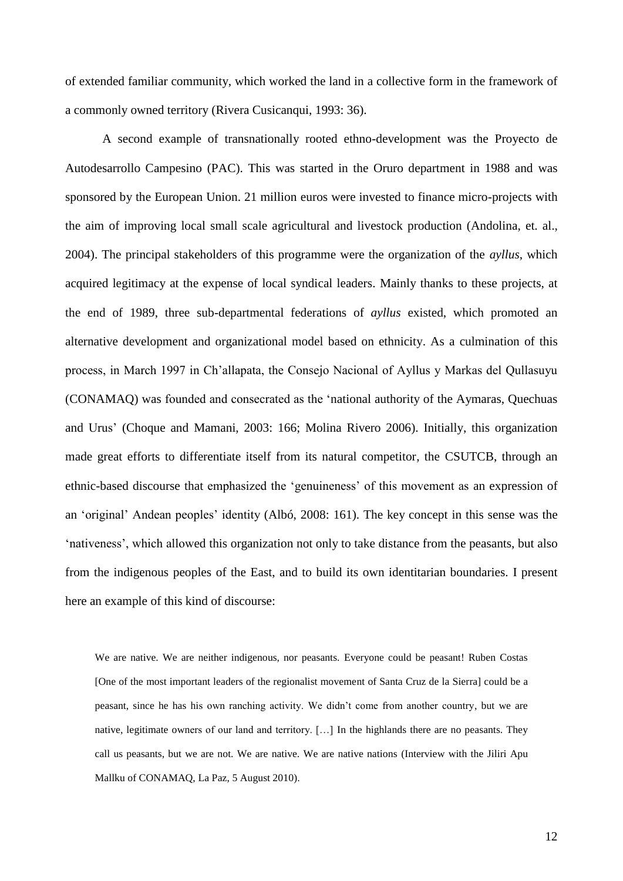of extended familiar community, which worked the land in a collective form in the framework of a commonly owned territory (Rivera Cusicanqui, 1993: 36).

A second example of transnationally rooted ethno-development was the Proyecto de Autodesarrollo Campesino (PAC). This was started in the Oruro department in 1988 and was sponsored by the European Union. 21 million euros were invested to finance micro-projects with the aim of improving local small scale agricultural and livestock production (Andolina, et. al., 2004). The principal stakeholders of this programme were the organization of the *ayllus*, which acquired legitimacy at the expense of local syndical leaders. Mainly thanks to these projects, at the end of 1989, three sub-departmental federations of *ayllus* existed, which promoted an alternative development and organizational model based on ethnicity. As a culmination of this process, in March 1997 in Ch'allapata, the Consejo Nacional of Ayllus y Markas del Qullasuyu (CONAMAQ) was founded and consecrated as the 'national authority of the Aymaras, Quechuas and Urus' (Choque and Mamani, 2003: 166; Molina Rivero 2006). Initially, this organization made great efforts to differentiate itself from its natural competitor, the CSUTCB, through an ethnic-based discourse that emphasized the 'genuineness' of this movement as an expression of an 'original' Andean peoples' identity (Albó, 2008: 161). The key concept in this sense was the 'nativeness', which allowed this organization not only to take distance from the peasants, but also from the indigenous peoples of the East, and to build its own identitarian boundaries. I present here an example of this kind of discourse:

> We are native. We are neither indigenous, nor peasants. Everyone could be peasant! Ruben Costas [One of the most important leaders of the regionalist movement of Santa Cruz de la Sierra] could be a peasant, since he has his own ranching activity. We didn't come from another country, but we are native, legitimate owners of our land and territory. […] In the highlands there are no peasants. They call us peasants, but we are not. We are native. We are native nations (Interview with the Jiliri Apu Mallku of CONAMAQ, La Paz, 5 August 2010).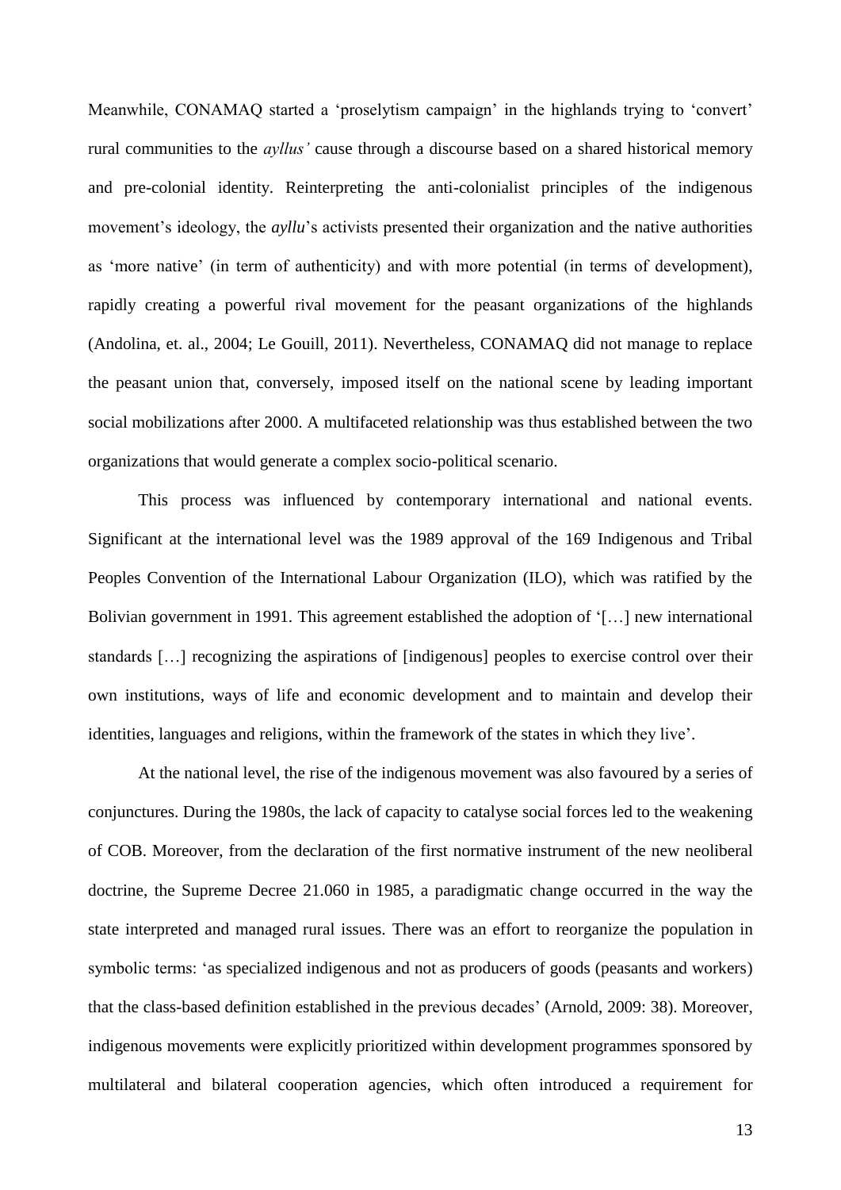Meanwhile, CONAMAQ started a 'proselytism campaign' in the highlands trying to 'convert' rural communities to the *ayllus'* cause through a discourse based on a shared historical memory and pre-colonial identity. Reinterpreting the anti-colonialist principles of the indigenous movement's ideology, the *ayllu*'s activists presented their organization and the native authorities as 'more native' (in term of authenticity) and with more potential (in terms of development), rapidly creating a powerful rival movement for the peasant organizations of the highlands (Andolina, et. al., 2004; Le Gouill, 2011). Nevertheless, CONAMAQ did not manage to replace the peasant union that, conversely, imposed itself on the national scene by leading important social mobilizations after 2000. A multifaceted relationship was thus established between the two organizations that would generate a complex socio-political scenario.

This process was influenced by contemporary international and national events. Significant at the international level was the 1989 approval of the 169 Indigenous and Tribal Peoples Convention of the International Labour Organization (ILO), which was ratified by the Bolivian government in 1991. This agreement established the adoption of '[…] new international standards […] recognizing the aspirations of [indigenous] peoples to exercise control over their own institutions, ways of life and economic development and to maintain and develop their identities, languages and religions, within the framework of the states in which they live'.

At the national level, the rise of the indigenous movement was also favoured by a series of conjunctures. During the 1980s, the lack of capacity to catalyse social forces led to the weakening of COB. Moreover, from the declaration of the first normative instrument of the new neoliberal doctrine, the Supreme Decree 21.060 in 1985, a paradigmatic change occurred in the way the state interpreted and managed rural issues. There was an effort to reorganize the population in symbolic terms: 'as specialized indigenous and not as producers of goods (peasants and workers) that the class-based definition established in the previous decades' (Arnold, 2009: 38). Moreover, indigenous movements were explicitly prioritized within development programmes sponsored by multilateral and bilateral cooperation agencies, which often introduced a requirement for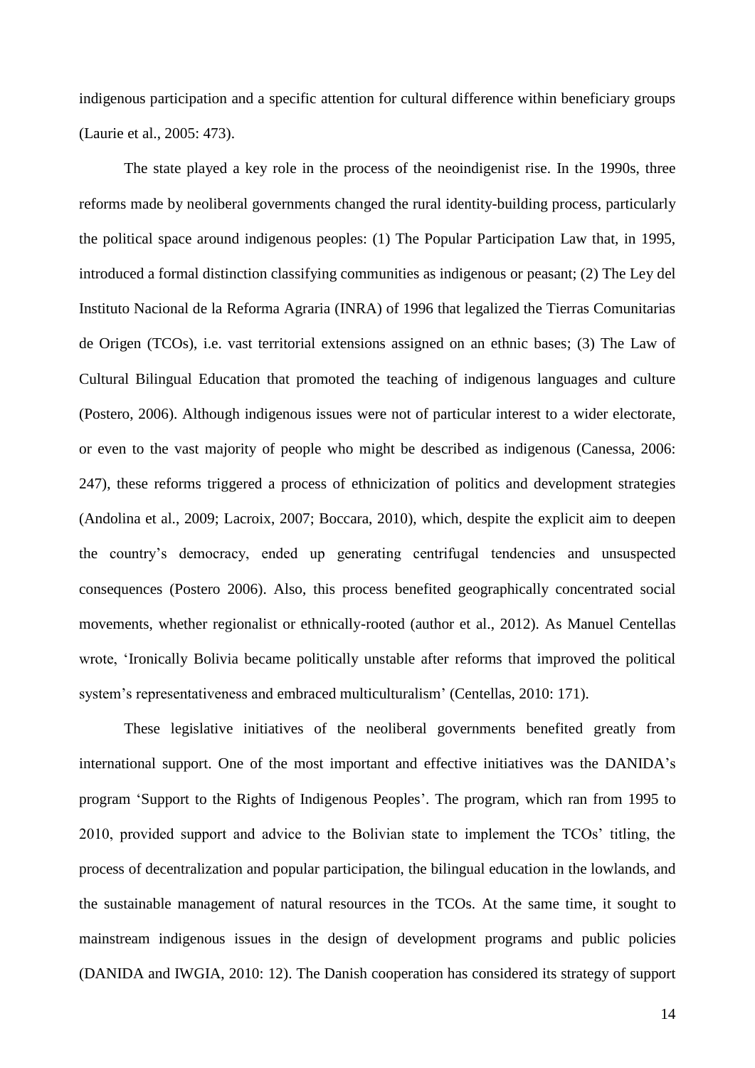indigenous participation and a specific attention for cultural difference within beneficiary groups (Laurie et al., 2005: 473).

The state played a key role in the process of the neoindigenist rise. In the 1990s, three reforms made by neoliberal governments changed the rural identity-building process, particularly the political space around indigenous peoples: (1) The Popular Participation Law that, in 1995, introduced a formal distinction classifying communities as indigenous or peasant; (2) The Ley del Instituto Nacional de la Reforma Agraria (INRA) of 1996 that legalized the Tierras Comunitarias de Origen (TCOs), i.e. vast territorial extensions assigned on an ethnic bases; (3) The Law of Cultural Bilingual Education that promoted the teaching of indigenous languages and culture (Postero, 2006). Although indigenous issues were not of particular interest to a wider electorate, or even to the vast majority of people who might be described as indigenous (Canessa, 2006: 247), these reforms triggered a process of ethnicization of politics and development strategies (Andolina et al., 2009; Lacroix, 2007; Boccara, 2010), which, despite the explicit aim to deepen the country's democracy, ended up generating centrifugal tendencies and unsuspected consequences (Postero 2006). Also, this process benefited geographically concentrated social movements, whether regionalist or ethnically-rooted (author et al., 2012). As Manuel Centellas wrote, 'Ironically Bolivia became politically unstable after reforms that improved the political system's representativeness and embraced multiculturalism' (Centellas, 2010: 171).

These legislative initiatives of the neoliberal governments benefited greatly from international support. One of the most important and effective initiatives was the DANIDA's program 'Support to the Rights of Indigenous Peoples'. The program, which ran from 1995 to 2010, provided support and advice to the Bolivian state to implement the TCOs' titling, the process of decentralization and popular participation, the bilingual education in the lowlands, and the sustainable management of natural resources in the TCOs. At the same time, it sought to mainstream indigenous issues in the design of development programs and public policies (DANIDA and IWGIA, 2010: 12). The Danish cooperation has considered its strategy of support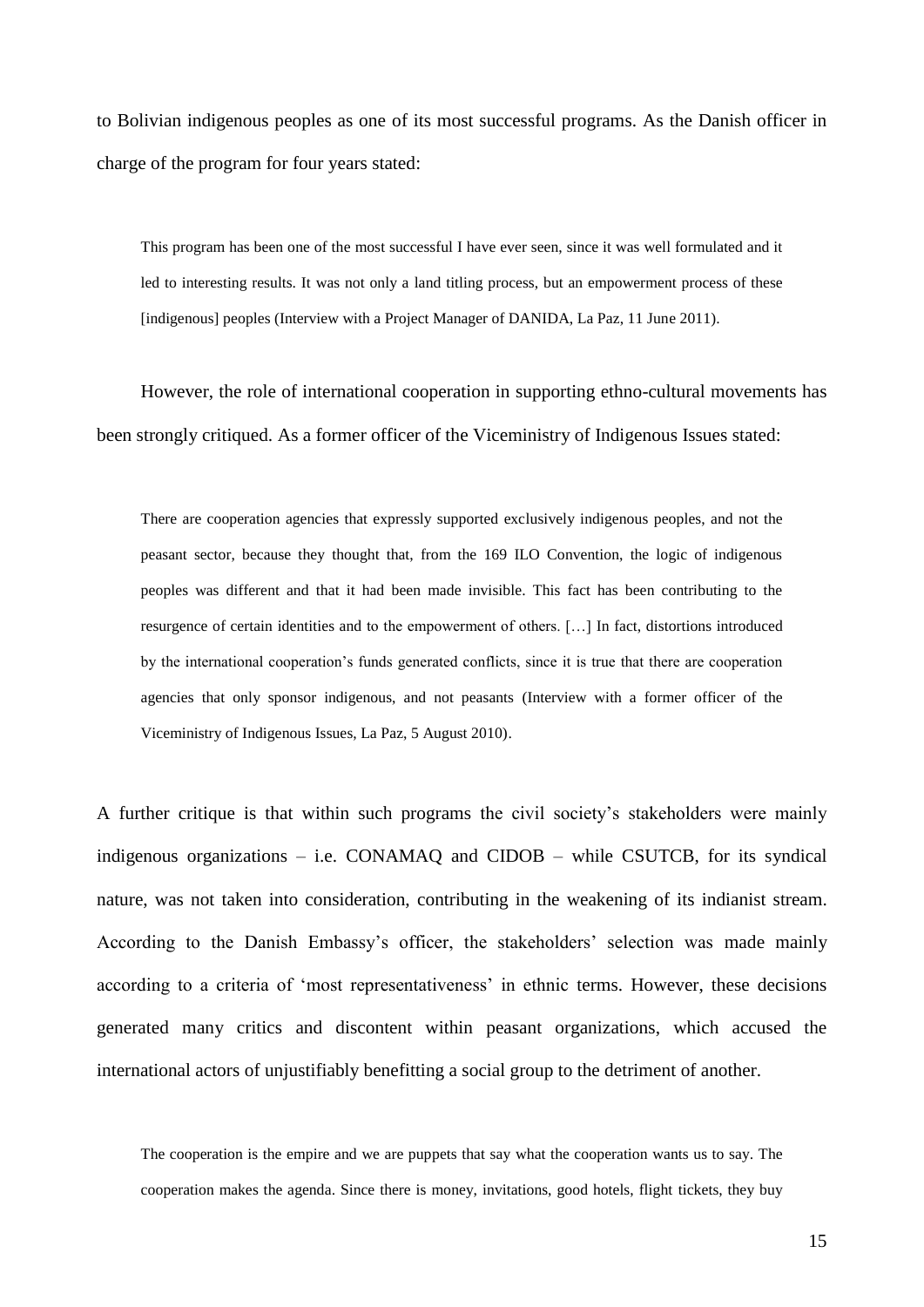to Bolivian indigenous peoples as one of its most successful programs. As the Danish officer in charge of the program for four years stated:

> This program has been one of the most successful I have ever seen, since it was well formulated and it led to interesting results. It was not only a land titling process, but an empowerment process of these [indigenous] peoples (Interview with a Project Manager of DANIDA, La Paz, 11 June 2011).

However, the role of international cooperation in supporting ethno-cultural movements has been strongly critiqued. As a former officer of the Viceministry of Indigenous Issues stated:

> There are cooperation agencies that expressly supported exclusively indigenous peoples, and not the peasant sector, because they thought that, from the 169 ILO Convention, the logic of indigenous peoples was different and that it had been made invisible. This fact has been contributing to the resurgence of certain identities and to the empowerment of others. […] In fact, distortions introduced by the international cooperation's funds generated conflicts, since it is true that there are cooperation agencies that only sponsor indigenous, and not peasants (Interview with a former officer of the Viceministry of Indigenous Issues, La Paz, 5 August 2010).

A further critique is that within such programs the civil society's stakeholders were mainly indigenous organizations – i.e. CONAMAQ and CIDOB – while CSUTCB, for its syndical nature, was not taken into consideration, contributing in the weakening of its indianist stream. According to the Danish Embassy's officer, the stakeholders' selection was made mainly according to a criteria of 'most representativeness' in ethnic terms. However, these decisions generated many critics and discontent within peasant organizations, which accused the international actors of unjustifiably benefitting a social group to the detriment of another.

> The cooperation is the empire and we are puppets that say what the cooperation wants us to say. The cooperation makes the agenda. Since there is money, invitations, good hotels, flight tickets, they buy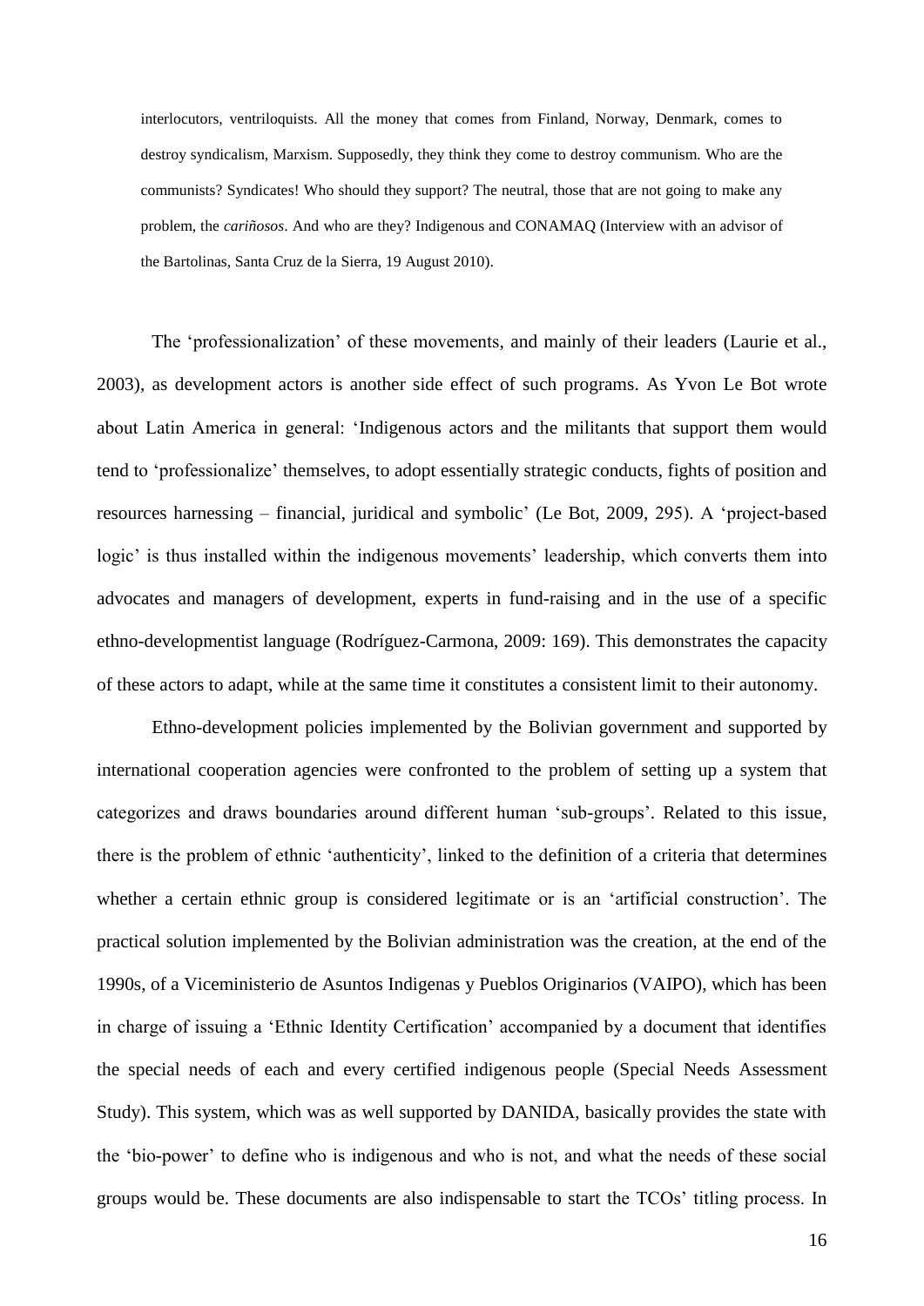interlocutors, ventriloquists. All the money that comes from Finland, Norway, Denmark, comes to destroy syndicalism, Marxism. Supposedly, they think they come to destroy communism. Who are the communists? Syndicates! Who should they support? The neutral, those that are not going to make any problem, the *cariñosos*. And who are they? Indigenous and CONAMAQ (Interview with an advisor of the Bartolinas, Santa Cruz de la Sierra, 19 August 2010).

The 'professionalization' of these movements, and mainly of their leaders (Laurie et al., 2003), as development actors is another side effect of such programs. As Yvon Le Bot wrote about Latin America in general: 'Indigenous actors and the militants that support them would tend to 'professionalize' themselves, to adopt essentially strategic conducts, fights of position and resources harnessing – financial, juridical and symbolic' (Le Bot, 2009, 295). A 'project-based logic' is thus installed within the indigenous movements' leadership, which converts them into advocates and managers of development, experts in fund-raising and in the use of a specific ethno-developmentist language (Rodríguez-Carmona, 2009: 169). This demonstrates the capacity of these actors to adapt, while at the same time it constitutes a consistent limit to their autonomy.

Ethno-development policies implemented by the Bolivian government and supported by international cooperation agencies were confronted to the problem of setting up a system that categorizes and draws boundaries around different human 'sub-groups'. Related to this issue, there is the problem of ethnic 'authenticity', linked to the definition of a criteria that determines whether a certain ethnic group is considered legitimate or is an 'artificial construction'. The practical solution implemented by the Bolivian administration was the creation, at the end of the 1990s, of a Viceministerio de Asuntos Indigenas y Pueblos Originarios (VAIPO), which has been in charge of issuing a 'Ethnic Identity Certification' accompanied by a document that identifies the special needs of each and every certified indigenous people (Special Needs Assessment Study). This system, which was as well supported by DANIDA, basically provides the state with the 'bio-power' to define who is indigenous and who is not, and what the needs of these social groups would be. These documents are also indispensable to start the TCOs' titling process. In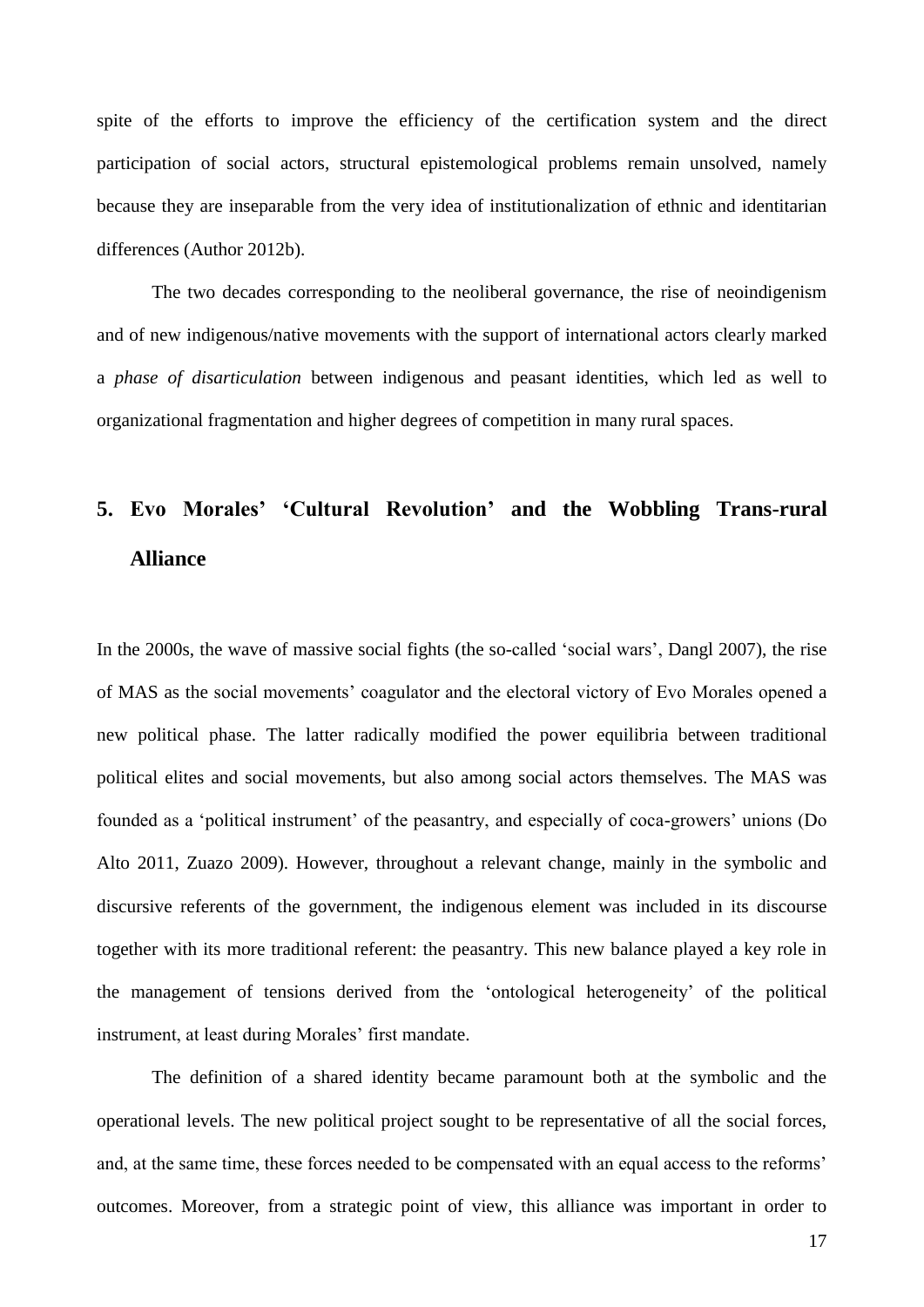spite of the efforts to improve the efficiency of the certification system and the direct participation of social actors, structural epistemological problems remain unsolved, namely because they are inseparable from the very idea of institutionalization of ethnic and identitarian differences (Author 2012b).

The two decades corresponding to the neoliberal governance, the rise of neoindigenism and of new indigenous/native movements with the support of international actors clearly marked a *phase of disarticulation* between indigenous and peasant identities, which led as well to organizational fragmentation and higher degrees of competition in many rural spaces.

## 5. Evo Morales' 'Cultural Revolution' and the Wobbling Trans-rural Alliance

In the 2000s, the wave of massive social fights (the so-called 'social wars', Dangl 2007), the rise of MAS as the social movements' coagulator and the electoral victory of Evo Morales opened a new political phase. The latter radically modified the power equilibria between traditional political elites and social movements, but also among social actors themselves. The MAS was founded as a 'political instrument' of the peasantry, and especially of coca-growers' unions (Do Alto 2011, Zuazo 2009). However, throughout a relevant change, mainly in the symbolic and discursive referents of the government, the indigenous element was included in its discourse together with its more traditional referent: the peasantry. This new balance played a key role in the management of tensions derived from the 'ontological heterogeneity' of the political instrument, at least during Morales' first mandate.

The definition of a shared identity became paramount both at the symbolic and the operational levels. The new political project sought to be representative of all the social forces, and, at the same time, these forces needed to be compensated with an equal access to the reforms' outcomes. Moreover, from a strategic point of view, this alliance was important in order to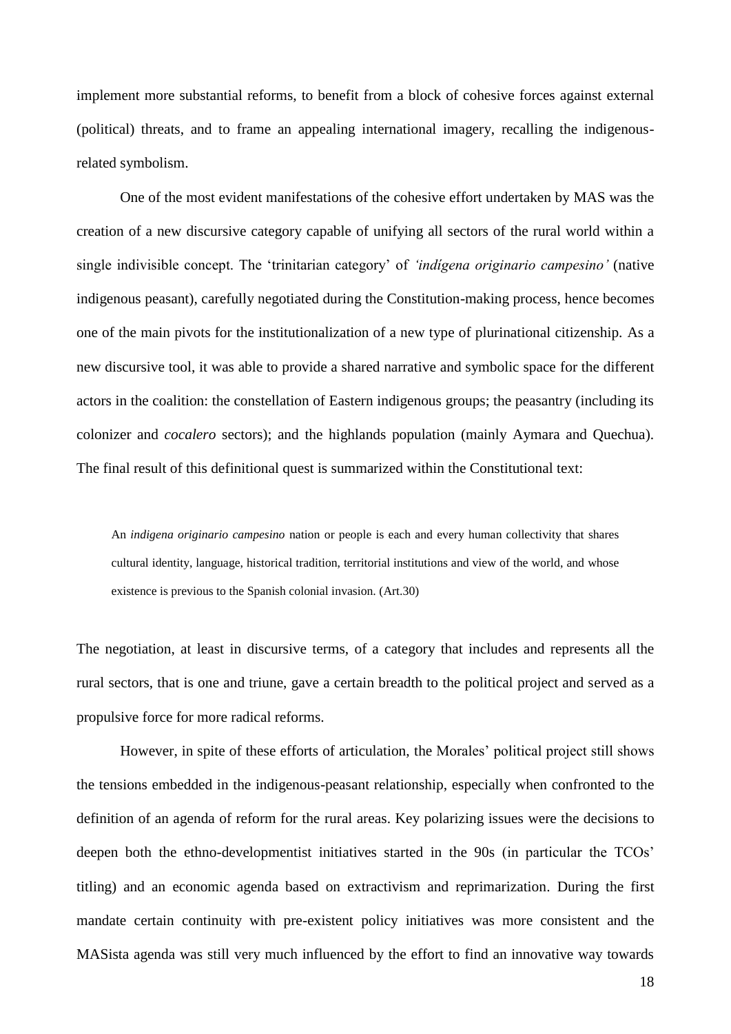implement more substantial reforms, to benefit from a block of cohesive forces against external (political) threats, and to frame an appealing international imagery, recalling the indigenous-related symbolism.

One of the most evident manifestations of the cohesive effort undertaken by MAS was the creation of a new discursive category capable of unifying all sectors of the rural world within a single indivisible concept. The 'trinitarian category' of *'indígena originario campesino'* (native indigenous peasant), carefully negotiated during the Constitution-making process, hence becomes one of the main pivots for the institutionalization of a new type of plurinational citizenship. As a new discursive tool, it was able to provide a shared narrative and symbolic space for the different actors in the coalition: the constellation of Eastern indigenous groups; the peasantry (including its colonizer and *cocalero* sectors); and the highlands population (mainly Aymara and Quechua). The final result of this definitional quest is summarized within the Constitutional text:

> An *indigena originario campesino* nation or people is each and every human collectivity that shares cultural identity, language, historical tradition, territorial institutions and view of the world, and whose existence is previous to the Spanish colonial invasion. (Art.30)

The negotiation, at least in discursive terms, of a category that includes and represents all the rural sectors, that is one and triune, gave a certain breadth to the political project and served as a propulsive force for more radical reforms.

However, in spite of these efforts of articulation, the Morales' political project still shows the tensions embedded in the indigenous-peasant relationship, especially when confronted to the definition of an agenda of reform for the rural areas. Key polarizing issues were the decisions to deepen both the ethno-developmentist initiatives started in the 90s (in particular the TCOs' titling) and an economic agenda based on extractivism and reprimarization. During the first mandate certain continuity with pre-existent policy initiatives was more consistent and the MASista agenda was still very much influenced by the effort to find an innovative way towards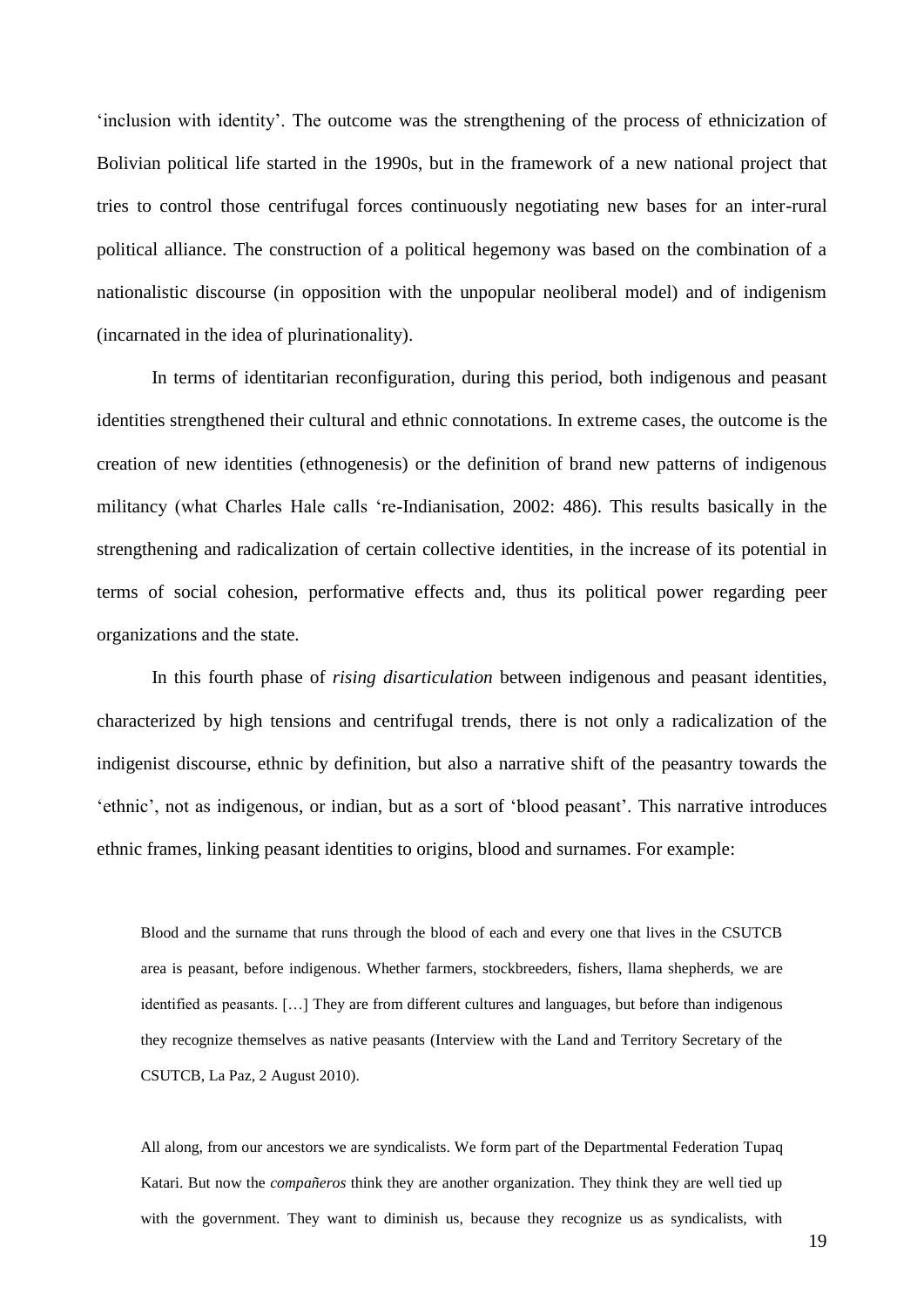'inclusion with identity'. The outcome was the strengthening of the process of ethnicization of Bolivian political life started in the 1990s, but in the framework of a new national project that tries to control those centrifugal forces continuously negotiating new bases for an inter-rural political alliance. The construction of a political hegemony was based on the combination of a nationalistic discourse (in opposition with the unpopular neoliberal model) and of indigenism (incarnated in the idea of plurinationality).

In terms of identitarian reconfiguration, during this period, both indigenous and peasant identities strengthened their cultural and ethnic connotations. In extreme cases, the outcome is the creation of new identities (ethnogenesis) or the definition of brand new patterns of indigenous militancy (what Charles Hale calls 're-Indianisation, 2002: 486). This results basically in the strengthening and radicalization of certain collective identities, in the increase of its potential in terms of social cohesion, performative effects and, thus its political power regarding peer organizations and the state.

In this fourth phase of *rising disarticulation* between indigenous and peasant identities, characterized by high tensions and centrifugal trends, there is not only a radicalization of the indigenist discourse, ethnic by definition, but also a narrative shift of the peasantry towards the 'ethnic', not as indigenous, or indian, but as a sort of 'blood peasant'. This narrative introduces ethnic frames, linking peasant identities to origins, blood and surnames. For example:

> Blood and the surname that runs through the blood of each and every one that lives in the CSUTCB area is peasant, before indigenous. Whether farmers, stockbreeders, fishers, llama shepherds, we are identified as peasants. […] They are from different cultures and languages, but before than indigenous they recognize themselves as native peasants (Interview with the Land and Territory Secretary of the CSUTCB, La Paz, 2 August 2010).

> All along, from our ancestors we are syndicalists. We form part of the Departmental Federation Tupaq Katari. But now the *compañeros* think they are another organization. They think they are well tied up with the government. They want to diminish us, because they recognize us as syndicalists, with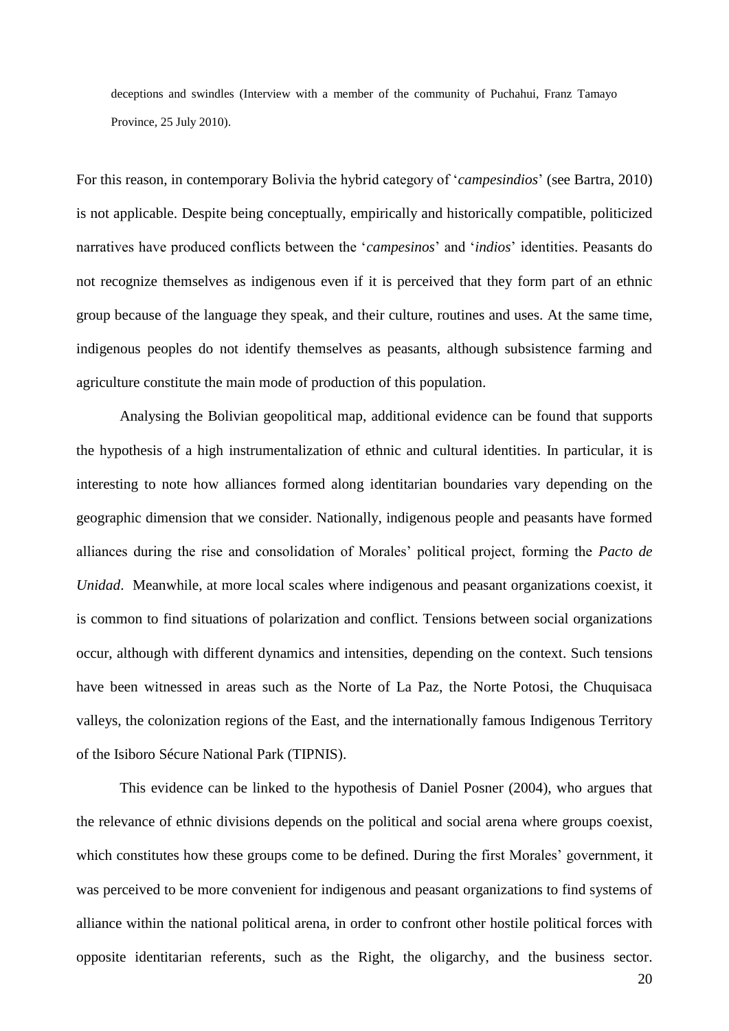> deceptions and swindles (Interview with a member of the community of Puchahui, Franz Tamayo Province, 25 July 2010).

For this reason, in contemporary Bolivia the hybrid category of '*campesindios*' (see Bartra, 2010) is not applicable. Despite being conceptually, empirically and historically compatible, politicized narratives have produced conflicts between the '*campesinos*' and '*indios*' identities. Peasants do not recognize themselves as indigenous even if it is perceived that they form part of an ethnic group because of the language they speak, and their culture, routines and uses. At the same time, indigenous peoples do not identify themselves as peasants, although subsistence farming and agriculture constitute the main mode of production of this population.

Analysing the Bolivian geopolitical map, additional evidence can be found that supports the hypothesis of a high instrumentalization of ethnic and cultural identities. In particular, it is interesting to note how alliances formed along identitarian boundaries vary depending on the geographic dimension that we consider. Nationally, indigenous people and peasants have formed alliances during the rise and consolidation of Morales' political project, forming the *Pacto de Unidad*. Meanwhile, at more local scales where indigenous and peasant organizations coexist, it is common to find situations of polarization and conflict. Tensions between social organizations occur, although with different dynamics and intensities, depending on the context. Such tensions have been witnessed in areas such as the Norte of La Paz, the Norte Potosi, the Chuquisaca valleys, the colonization regions of the East, and the internationally famous Indigenous Territory of the Isiboro Sécure National Park (TIPNIS).

This evidence can be linked to the hypothesis of Daniel Posner (2004), who argues that the relevance of ethnic divisions depends on the political and social arena where groups coexist, which constitutes how these groups come to be defined. During the first Morales' government, it was perceived to be more convenient for indigenous and peasant organizations to find systems of alliance within the national political arena, in order to confront other hostile political forces with opposite identitarian referents, such as the Right, the oligarchy, and the business sector.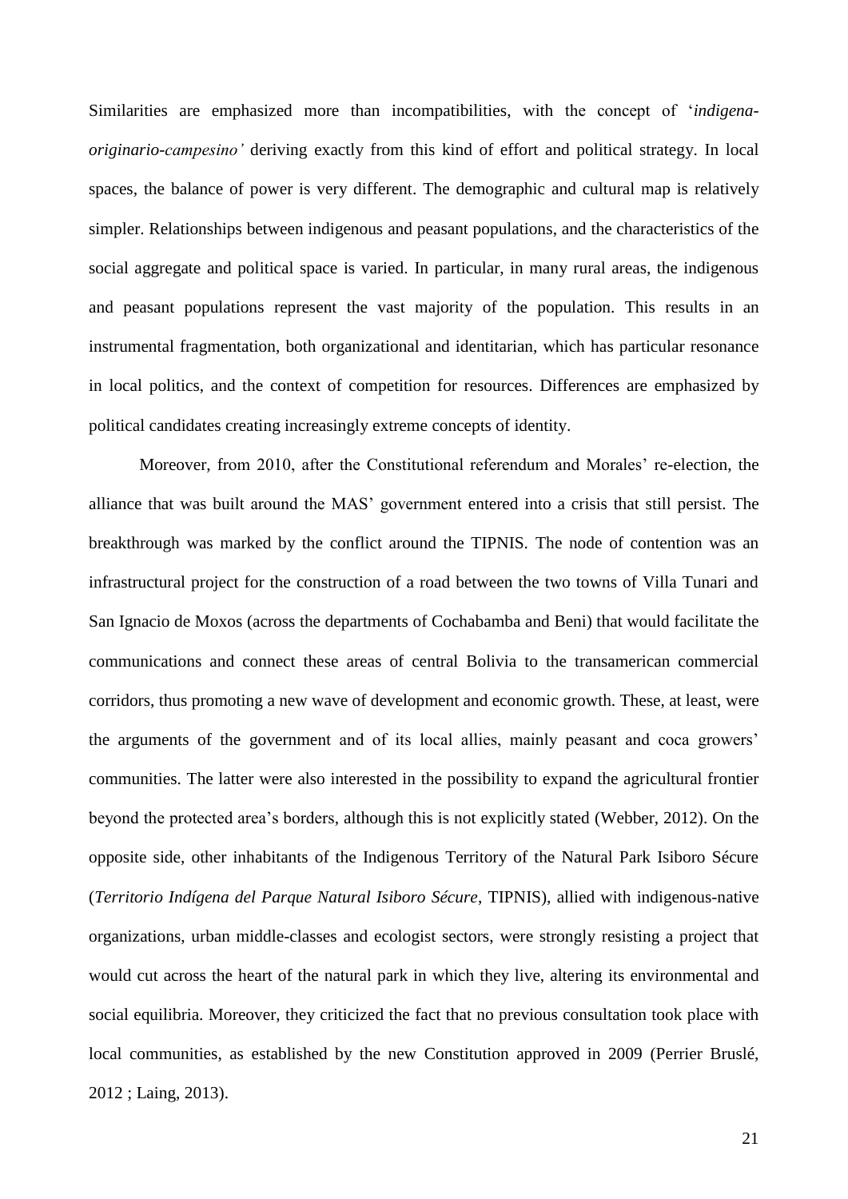Similarities are emphasized more than incompatibilities, with the concept of '*indigena-originario-campesino'* deriving exactly from this kind of effort and political strategy. In local spaces, the balance of power is very different. The demographic and cultural map is relatively simpler. Relationships between indigenous and peasant populations, and the characteristics of the social aggregate and political space is varied. In particular, in many rural areas, the indigenous and peasant populations represent the vast majority of the population. This results in an instrumental fragmentation, both organizational and identitarian, which has particular resonance in local politics, and the context of competition for resources. Differences are emphasized by political candidates creating increasingly extreme concepts of identity.

Moreover, from 2010, after the Constitutional referendum and Morales' re-election, the alliance that was built around the MAS' government entered into a crisis that still persist. The breakthrough was marked by the conflict around the TIPNIS. The node of contention was an infrastructural project for the construction of a road between the two towns of Villa Tunari and San Ignacio de Moxos (across the departments of Cochabamba and Beni) that would facilitate the communications and connect these areas of central Bolivia to the transamerican commercial corridors, thus promoting a new wave of development and economic growth. These, at least, were the arguments of the government and of its local allies, mainly peasant and coca growers' communities. The latter were also interested in the possibility to expand the agricultural frontier beyond the protected area's borders, although this is not explicitly stated (Webber, 2012). On the opposite side, other inhabitants of the Indigenous Territory of the Natural Park Isiboro Sécure (*Territorio Indígena del Parque Natural Isiboro Sécure*, TIPNIS), allied with indigenous-native organizations, urban middle-classes and ecologist sectors, were strongly resisting a project that would cut across the heart of the natural park in which they live, altering its environmental and social equilibria. Moreover, they criticized the fact that no previous consultation took place with local communities, as established by the new Constitution approved in 2009 (Perrier Bruslé, 2012 ; Laing, 2013).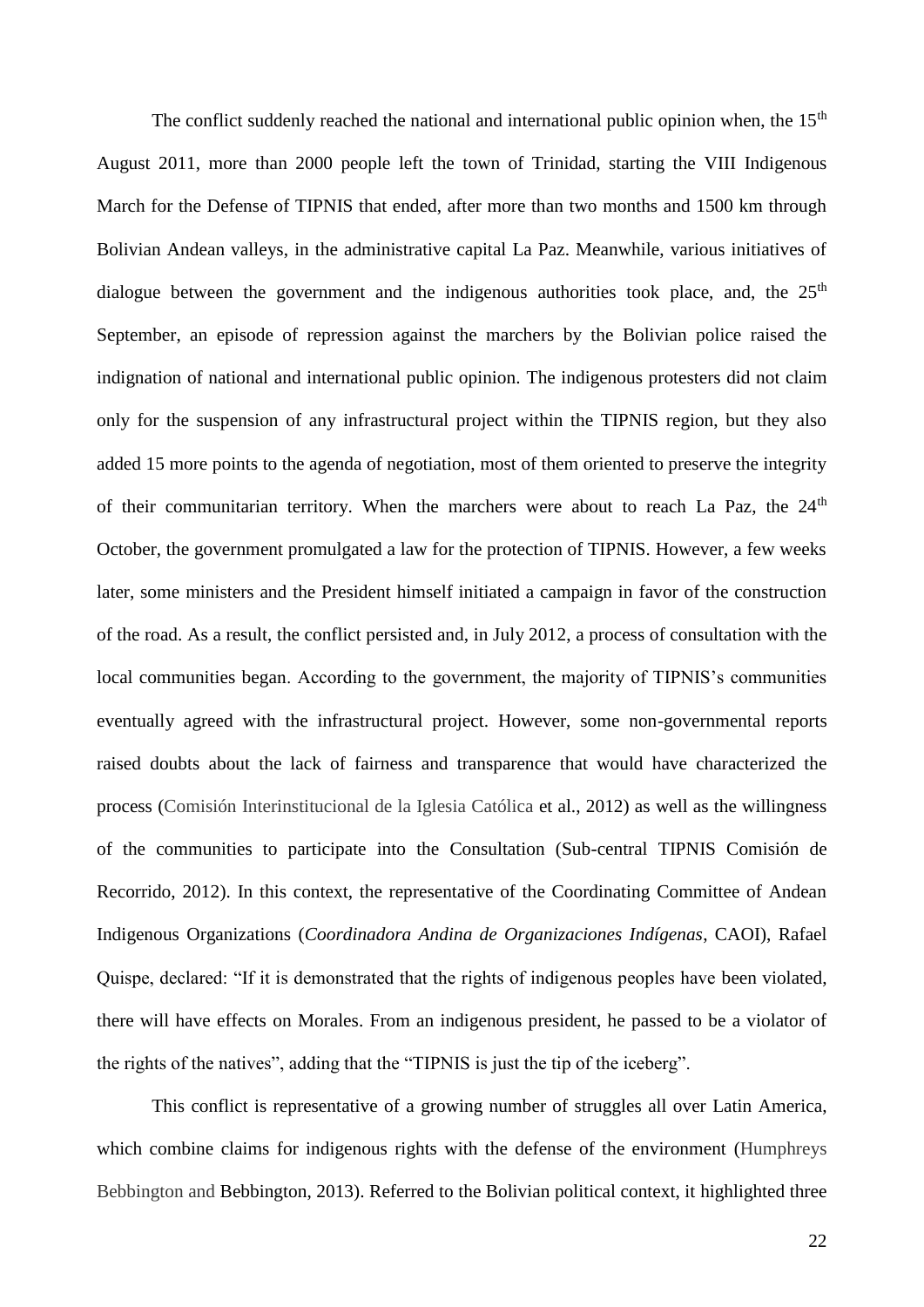The conflict suddenly reached the national and international public opinion when, the 15th August 2011, more than 2000 people left the town of Trinidad, starting the VIII Indigenous March for the Defense of TIPNIS that ended, after more than two months and 1500 km through Bolivian Andean valleys, in the administrative capital La Paz. Meanwhile, various initiatives of dialogue between the government and the indigenous authorities took place, and, the 25th September, an episode of repression against the marchers by the Bolivian police raised the indignation of national and international public opinion. The indigenous protesters did not claim only for the suspension of any infrastructural project within the TIPNIS region, but they also added 15 more points to the agenda of negotiation, most of them oriented to preserve the integrity of their communitarian territory. When the marchers were about to reach La Paz, the 24th October, the government promulgated a law for the protection of TIPNIS. However, a few weeks later, some ministers and the President himself initiated a campaign in favor of the construction of the road. As a result, the conflict persisted and, in July 2012, a process of consultation with the local communities began. According to the government, the majority of TIPNIS's communities eventually agreed with the infrastructural project. However, some non-governmental reports raised doubts about the lack of fairness and transparence that would have characterized the process (Comisión Interinstitucional de la Iglesia Católica et al., 2012) as well as the willingness of the communities to participate into the Consultation (Sub-central TIPNIS Comisión de Recorrido, 2012). In this context, the representative of the Coordinating Committee of Andean Indigenous Organizations (*Coordinadora Andina de Organizaciones Indígenas*, CAOI), Rafael Quispe, declared: "If it is demonstrated that the rights of indigenous peoples have been violated, there will have effects on Morales. From an indigenous president, he passed to be a violator of the rights of the natives", adding that the "TIPNIS is just the tip of the iceberg".

This conflict is representative of a growing number of struggles all over Latin America, which combine claims for indigenous rights with the defense of the environment (Humphreys Bebbington and Bebbington, 2013). Referred to the Bolivian political context, it highlighted three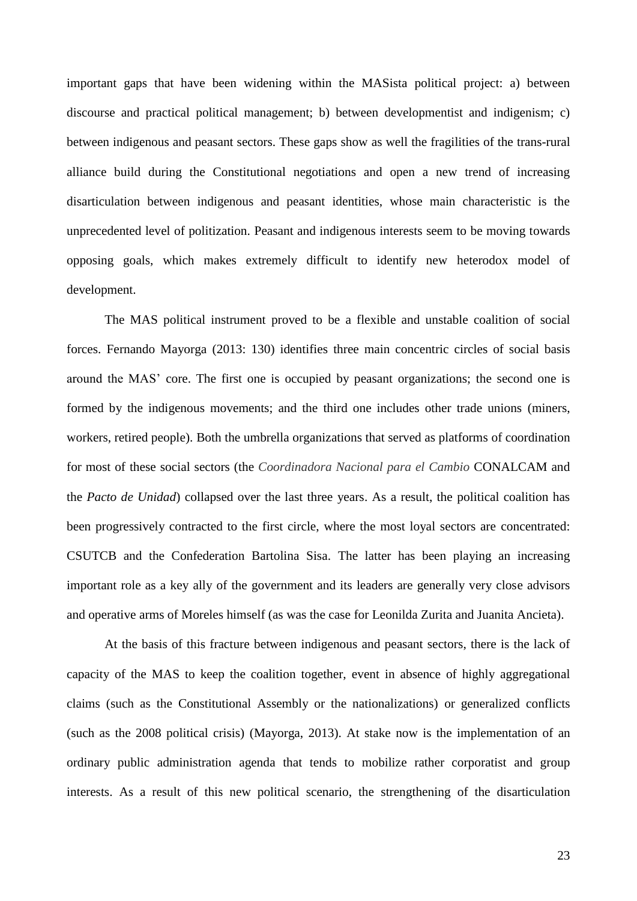important gaps that have been widening within the MASista political project: a) between discourse and practical political management; b) between developmentist and indigenism; c) between indigenous and peasant sectors. These gaps show as well the fragilities of the trans-rural alliance build during the Constitutional negotiations and open a new trend of increasing disarticulation between indigenous and peasant identities, whose main characteristic is the unprecedented level of politization. Peasant and indigenous interests seem to be moving towards opposing goals, which makes extremely difficult to identify new heterodox model of development.

The MAS political instrument proved to be a flexible and unstable coalition of social forces. Fernando Mayorga (2013: 130) identifies three main concentric circles of social basis around the MAS' core. The first one is occupied by peasant organizations; the second one is formed by the indigenous movements; and the third one includes other trade unions (miners, workers, retired people). Both the umbrella organizations that served as platforms of coordination for most of these social sectors (the *Coordinadora Nacional para el Cambio* CONALCAM and the *Pacto de Unidad*) collapsed over the last three years. As a result, the political coalition has been progressively contracted to the first circle, where the most loyal sectors are concentrated: CSUTCB and the Confederation Bartolina Sisa. The latter has been playing an increasing important role as a key ally of the government and its leaders are generally very close advisors and operative arms of Moreles himself (as was the case for Leonilda Zurita and Juanita Ancieta).

At the basis of this fracture between indigenous and peasant sectors, there is the lack of capacity of the MAS to keep the coalition together, event in absence of highly aggregational claims (such as the Constitutional Assembly or the nationalizations) or generalized conflicts (such as the 2008 political crisis) (Mayorga, 2013). At stake now is the implementation of an ordinary public administration agenda that tends to mobilize rather corporatist and group interests. As a result of this new political scenario, the strengthening of the disarticulation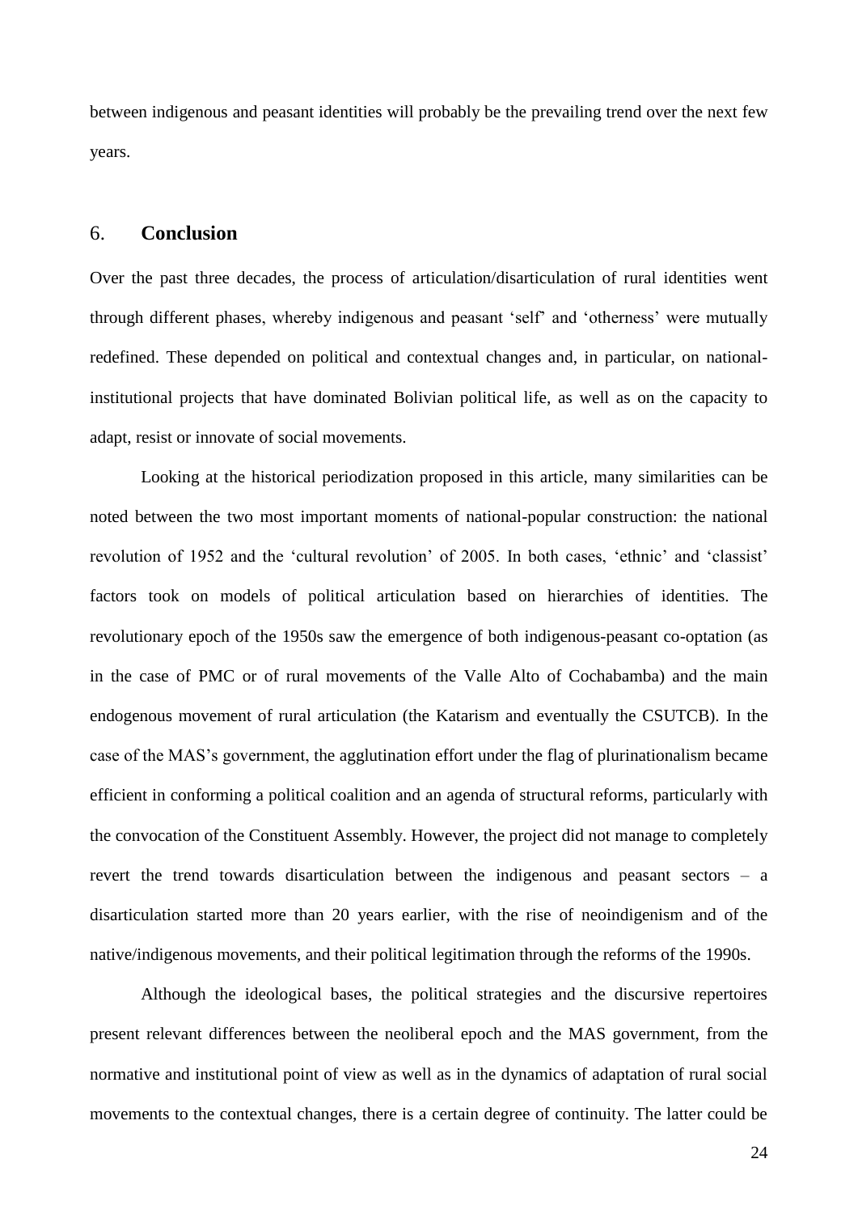between indigenous and peasant identities will probably be the prevailing trend over the next few years.

## 6. **Conclusion**

Over the past three decades, the process of articulation/disarticulation of rural identities went through different phases, whereby indigenous and peasant 'self' and 'otherness' were mutually redefined. These depended on political and contextual changes and, in particular, on national-institutional projects that have dominated Bolivian political life, as well as on the capacity to adapt, resist or innovate of social movements.

Looking at the historical periodization proposed in this article, many similarities can be noted between the two most important moments of national-popular construction: the national revolution of 1952 and the 'cultural revolution' of 2005. In both cases, 'ethnic' and 'classist' factors took on models of political articulation based on hierarchies of identities. The revolutionary epoch of the 1950s saw the emergence of both indigenous-peasant co-optation (as in the case of PMC or of rural movements of the Valle Alto of Cochabamba) and the main endogenous movement of rural articulation (the Katarism and eventually the CSUTCB). In the case of the MAS's government, the agglutination effort under the flag of plurinationalism became efficient in conforming a political coalition and an agenda of structural reforms, particularly with the convocation of the Constituent Assembly. However, the project did not manage to completely revert the trend towards disarticulation between the indigenous and peasant sectors – a disarticulation started more than 20 years earlier, with the rise of neoindigenism and of the native/indigenous movements, and their political legitimation through the reforms of the 1990s.

Although the ideological bases, the political strategies and the discursive repertoires present relevant differences between the neoliberal epoch and the MAS government, from the normative and institutional point of view as well as in the dynamics of adaptation of rural social movements to the contextual changes, there is a certain degree of continuity. The latter could be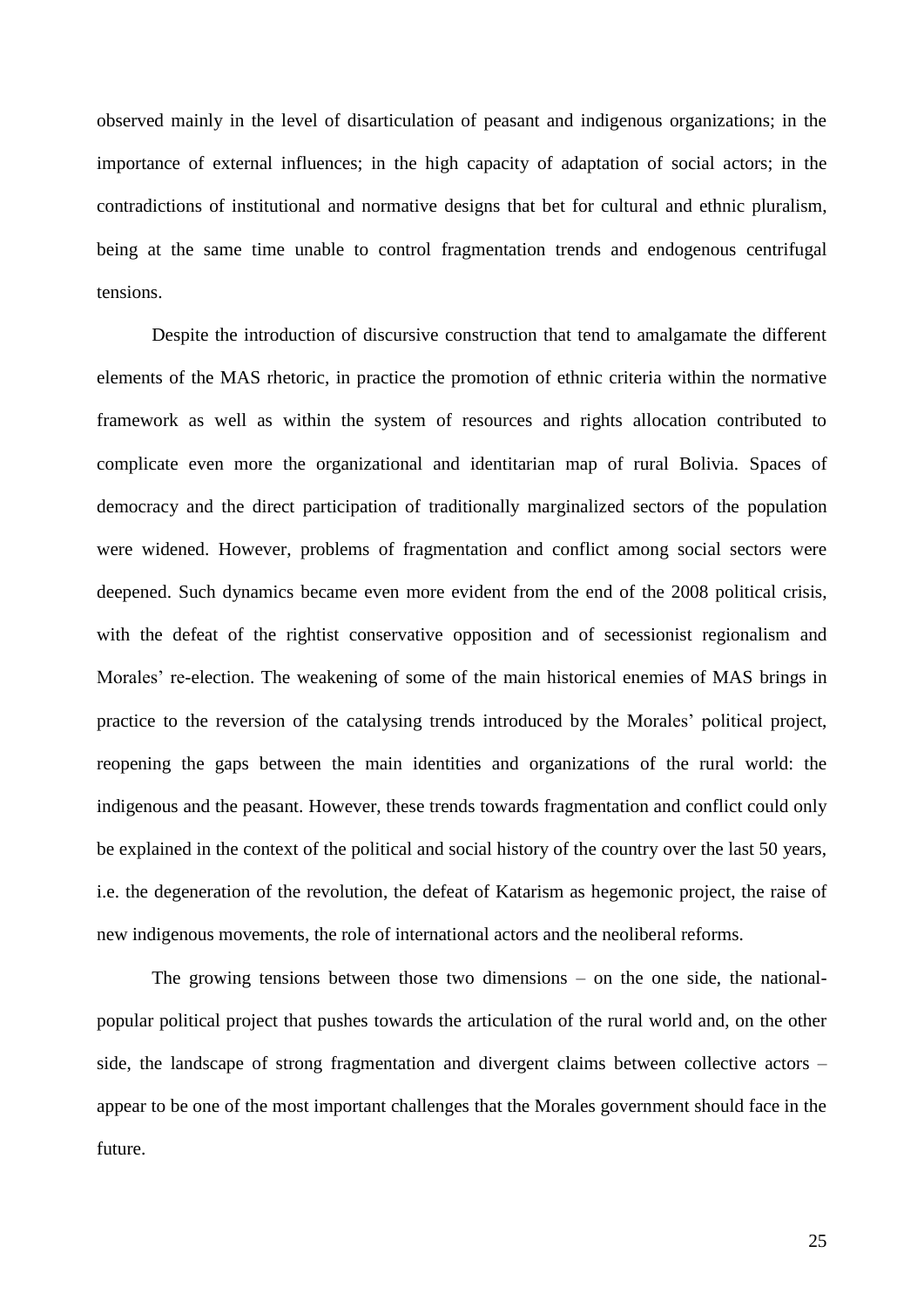observed mainly in the level of disarticulation of peasant and indigenous organizations; in the importance of external influences; in the high capacity of adaptation of social actors; in the contradictions of institutional and normative designs that bet for cultural and ethnic pluralism, being at the same time unable to control fragmentation trends and endogenous centrifugal tensions.

Despite the introduction of discursive construction that tend to amalgamate the different elements of the MAS rhetoric, in practice the promotion of ethnic criteria within the normative framework as well as within the system of resources and rights allocation contributed to complicate even more the organizational and identitarian map of rural Bolivia. Spaces of democracy and the direct participation of traditionally marginalized sectors of the population were widened. However, problems of fragmentation and conflict among social sectors were deepened. Such dynamics became even more evident from the end of the 2008 political crisis, with the defeat of the rightist conservative opposition and of secessionist regionalism and Morales' re-election. The weakening of some of the main historical enemies of MAS brings in practice to the reversion of the catalysing trends introduced by the Morales' political project, reopening the gaps between the main identities and organizations of the rural world: the indigenous and the peasant. However, these trends towards fragmentation and conflict could only be explained in the context of the political and social history of the country over the last 50 years, i.e. the degeneration of the revolution, the defeat of Katarism as hegemonic project, the raise of new indigenous movements, the role of international actors and the neoliberal reforms.

The growing tensions between those two dimensions – on the one side, the national-popular political project that pushes towards the articulation of the rural world and, on the other side, the landscape of strong fragmentation and divergent claims between collective actors – appear to be one of the most important challenges that the Morales government should face in the future.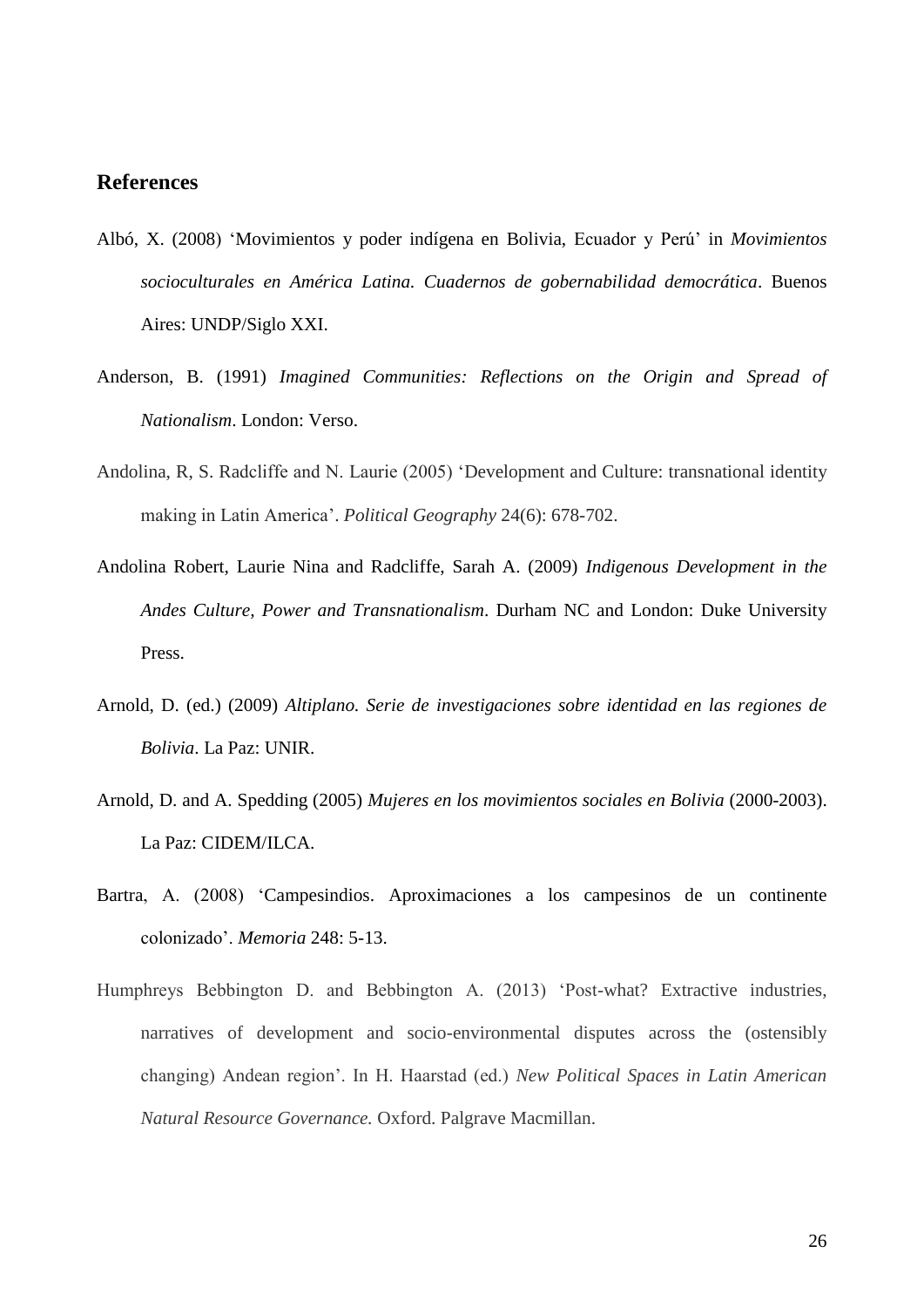## References

Albó, X. (2008) 'Movimientos y poder indígena en Bolivia, Ecuador y Perú' in *Movimientos socioculturales en América Latina. Cuadernos de gobernabilidad democrática*. Buenos Aires: UNDP/Siglo XXI.

Anderson, B. (1991) *Imagined Communities: Reflections on the Origin and Spread of Nationalism*. London: Verso.

Andolina, R, S. Radcliffe and N. Laurie (2005) 'Development and Culture: transnational identity making in Latin America'. *Political Geography* 24(6): 678-702.

Andolina Robert, Laurie Nina and Radcliffe, Sarah A. (2009) *Indigenous Development in the Andes Culture, Power and Transnationalism*. Durham NC and London: Duke University Press.

Arnold, D. (ed.) (2009) *Altiplano. Serie de investigaciones sobre identidad en las regiones de Bolivia*. La Paz: UNIR.

Arnold, D. and A. Spedding (2005) *Mujeres en los movimientos sociales en Bolivia* (2000-2003). La Paz: CIDEM/ILCA.

Bartra, A. (2008) 'Campesindios. Aproximaciones a los campesinos de un continente colonizado'. *Memoria* 248: 5-13.

Humphreys Bebbington D. and Bebbington A. (2013) 'Post-what? Extractive industries, narratives of development and socio-environmental disputes across the (ostensibly changing) Andean region'. In H. Haarstad (ed.) *New Political Spaces in Latin American Natural Resource Governance.* Oxford. Palgrave Macmillan.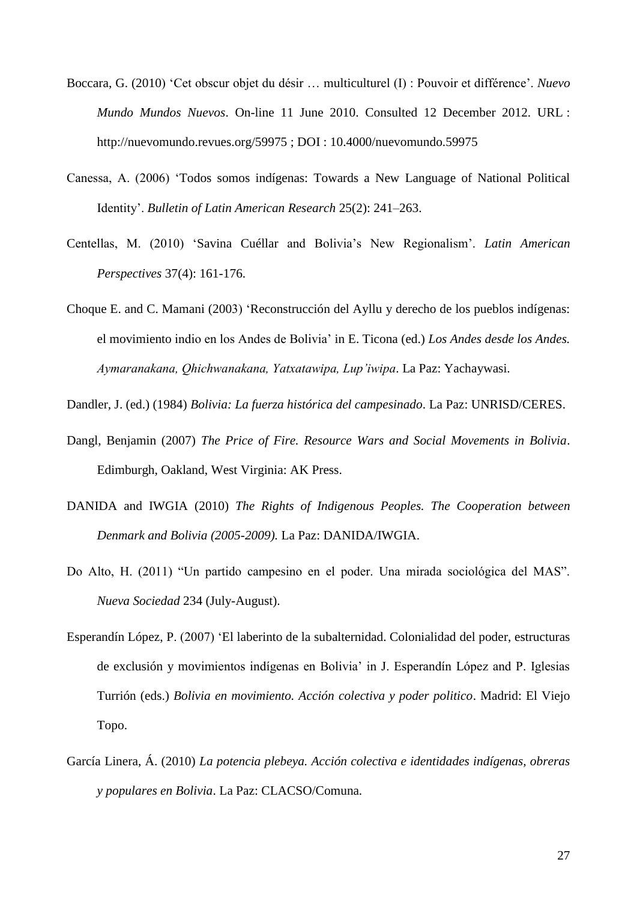Boccara, G. (2010) 'Cet obscur objet du désir … multiculturel (I) : Pouvoir et différence'. *Nuevo Mundo Mundos Nuevos*. On-line 11 June 2010. Consulted 12 December 2012. URL : http://nuevomundo.revues.org/59975 ; DOI : 10.4000/nuevomundo.59975

Canessa, A. (2006) 'Todos somos indígenas: Towards a New Language of National Political Identity'. *Bulletin of Latin American Research* 25(2): 241–263.

Centellas, M. (2010) 'Savina Cuéllar and Bolivia's New Regionalism'. *Latin American Perspectives* 37(4): 161-176.

Choque E. and C. Mamani (2003) 'Reconstrucción del Ayllu y derecho de los pueblos indígenas: el movimiento indio en los Andes de Bolivia' in E. Ticona (ed.) *Los Andes desde los Andes. Aymaranakana, Qhichwanakana, Yatxatawipa, Lup'iwipa*. La Paz: Yachaywasi.

Dandler, J. (ed.) (1984) *Bolivia: La fuerza histórica del campesinado*. La Paz: UNRISD/CERES.

Dangl, Benjamin (2007) *The Price of Fire. Resource Wars and Social Movements in Bolivia*. Edimburgh, Oakland, West Virginia: AK Press.

DANIDA and IWGIA (2010) *The Rights of Indigenous Peoples. The Cooperation between Denmark and Bolivia (2005-2009).* La Paz: DANIDA/IWGIA.

Do Alto, H. (2011) "Un partido campesino en el poder. Una mirada sociológica del MAS". *Nueva Sociedad* 234 (July-August).

Esperandín López, P. (2007) 'El laberinto de la subalternidad. Colonialidad del poder, estructuras de exclusión y movimientos indígenas en Bolivia' in J. Esperandín López and P. Iglesias Turrión (eds.) *Bolivia en movimiento. Acción colectiva y poder politico*. Madrid: El Viejo Topo.

García Linera, Á. (2010) *La potencia plebeya. Acción colectiva e identidades indígenas, obreras y populares en Bolivia*. La Paz: CLACSO/Comuna.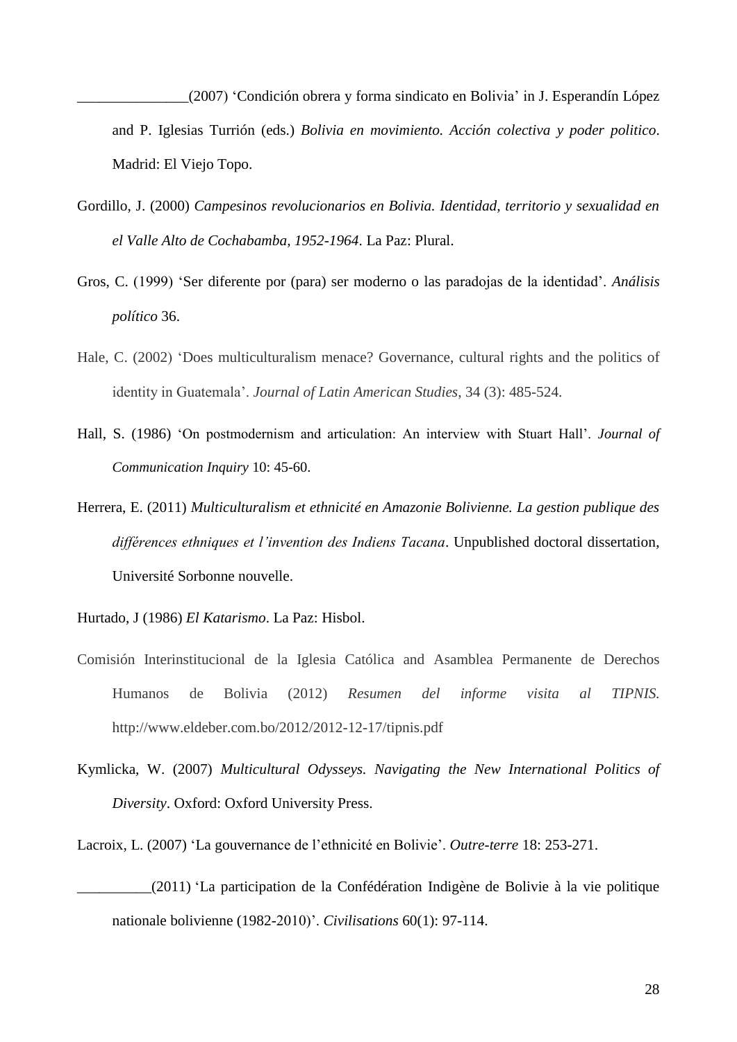_______________(2007) 'Condición obrera y forma sindicato en Bolivia' in J. Esperandín López and P. Iglesias Turrión (eds.) *Bolivia en movimiento. Acción colectiva y poder politico*. Madrid: El Viejo Topo.

Gordillo, J. (2000) *Campesinos revolucionarios en Bolivia. Identidad, territorio y sexualidad en el Valle Alto de Cochabamba, 1952-1964*. La Paz: Plural.

Gros, C. (1999) 'Ser diferente por (para) ser moderno o las paradojas de la identidad'. *Análisis político* 36.

Hale, C. (2002) 'Does multiculturalism menace? Governance, cultural rights and the politics of identity in Guatemala'. *Journal of Latin American Studies*, 34 (3): 485-524.

Hall, S. (1986) 'On postmodernism and articulation: An interview with Stuart Hall'. *Journal of Communication Inquiry* 10: 45-60.

Herrera, E. (2011) *Multiculturalism et ethnicité en Amazonie Bolivienne. La gestion publique des différences ethniques et l'invention des Indiens Tacana*. Unpublished doctoral dissertation, Université Sorbonne nouvelle.

Hurtado, J (1986) *El Katarismo*. La Paz: Hisbol.

Comisión Interinstitucional de la Iglesia Católica and Asamblea Permanente de Derechos Humanos de Bolivia (2012) *Resumen del informe visita al TIPNIS.* http://www.eldeber.com.bo/2012/2012-12-17/tipnis.pdf

Kymlicka, W. (2007) *Multicultural Odysseys. Navigating the New International Politics of Diversity*. Oxford: Oxford University Press.

Lacroix, L. (2007) 'La gouvernance de l'ethnicité en Bolivie'. *Outre-terre* 18: 253-271.

__________(2011) 'La participation de la Confédération Indigène de Bolivie à la vie politique nationale bolivienne (1982-2010)'. *Civilisations* 60(1): 97-114.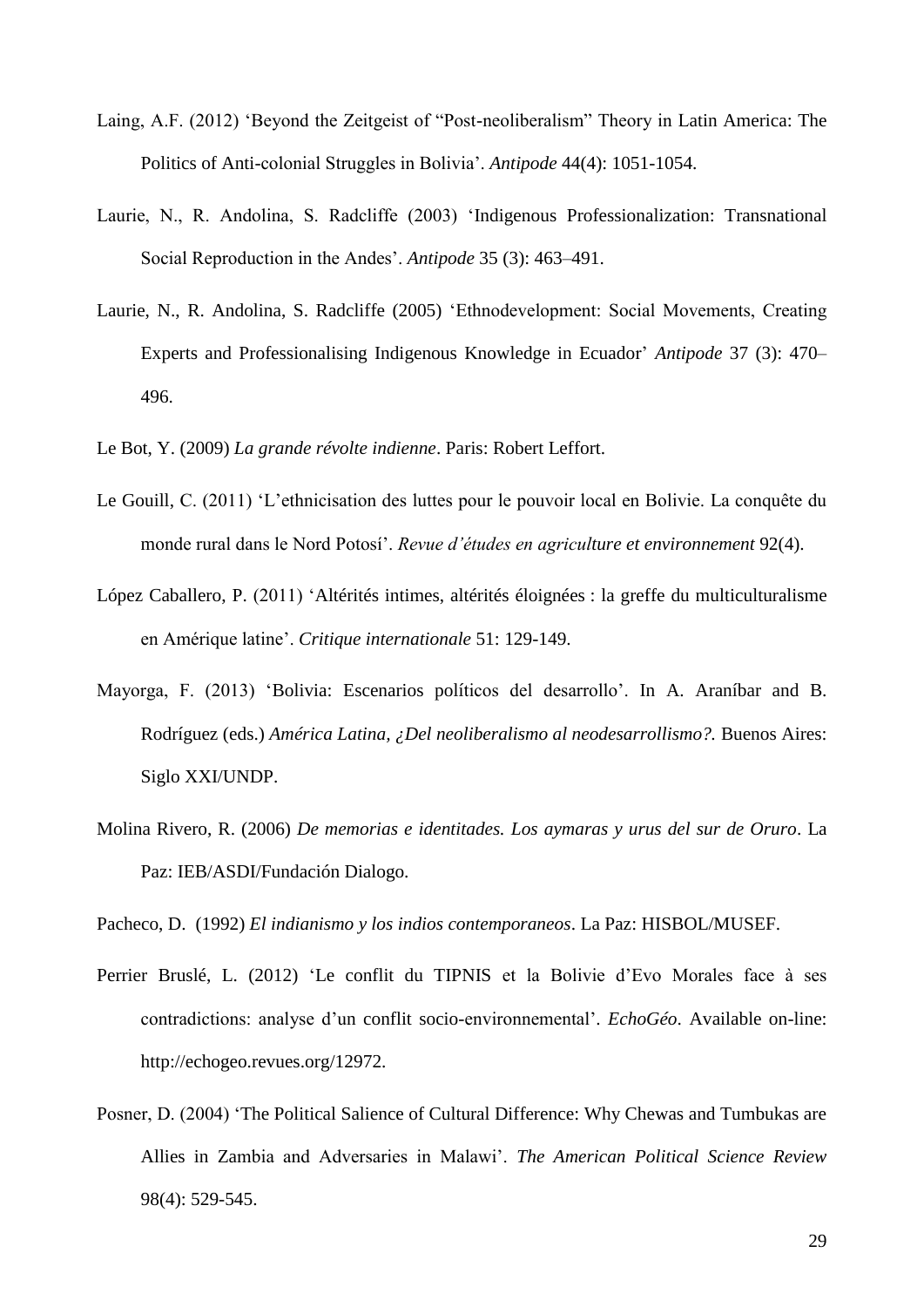Laing, A.F. (2012) 'Beyond the Zeitgeist of "Post-neoliberalism" Theory in Latin America: The Politics of Anti-colonial Struggles in Bolivia'. *Antipode* 44(4): 1051-1054.

Laurie, N., R. Andolina, S. Radcliffe (2003) 'Indigenous Professionalization: Transnational Social Reproduction in the Andes'. *Antipode* 35 (3): 463–491.

Laurie, N., R. Andolina, S. Radcliffe (2005) 'Ethnodevelopment: Social Movements, Creating Experts and Professionalising Indigenous Knowledge in Ecuador' *Antipode* 37 (3): 470–496.

Le Bot, Y. (2009) *La grande révolte indienne*. Paris: Robert Leffort.

Le Gouill, C. (2011) 'L'ethnicisation des luttes pour le pouvoir local en Bolivie. La conquête du monde rural dans le Nord Potosí'. *Revue d'études en agriculture et environnement* 92(4).

López Caballero, P. (2011) 'Altérités intimes, altérités éloignées : la greffe du multiculturalisme en Amérique latine'. *Critique internationale* 51: 129-149.

Mayorga, F. (2013) 'Bolivia: Escenarios políticos del desarrollo'. In A. Araníbar and B. Rodríguez (eds.) *América Latina, ¿Del neoliberalismo al neodesarrollismo?.* Buenos Aires: Siglo XXI/UNDP.

Molina Rivero, R. (2006) *De memorias e identitades. Los aymaras y urus del sur de Oruro*. La Paz: IEB/ASDI/Fundación Dialogo.

Pacheco, D. (1992) *El indianismo y los indios contemporaneos*. La Paz: HISBOL/MUSEF.

Perrier Bruslé, L. (2012) 'Le conflit du TIPNIS et la Bolivie d'Evo Morales face à ses contradictions: analyse d'un conflit socio-environnemental'. *EchoGéo*. Available on-line: http://echogeo.revues.org/12972.

Posner, D. (2004) 'The Political Salience of Cultural Difference: Why Chewas and Tumbukas are Allies in Zambia and Adversaries in Malawi'. *The American Political Science Review* 98(4): 529-545.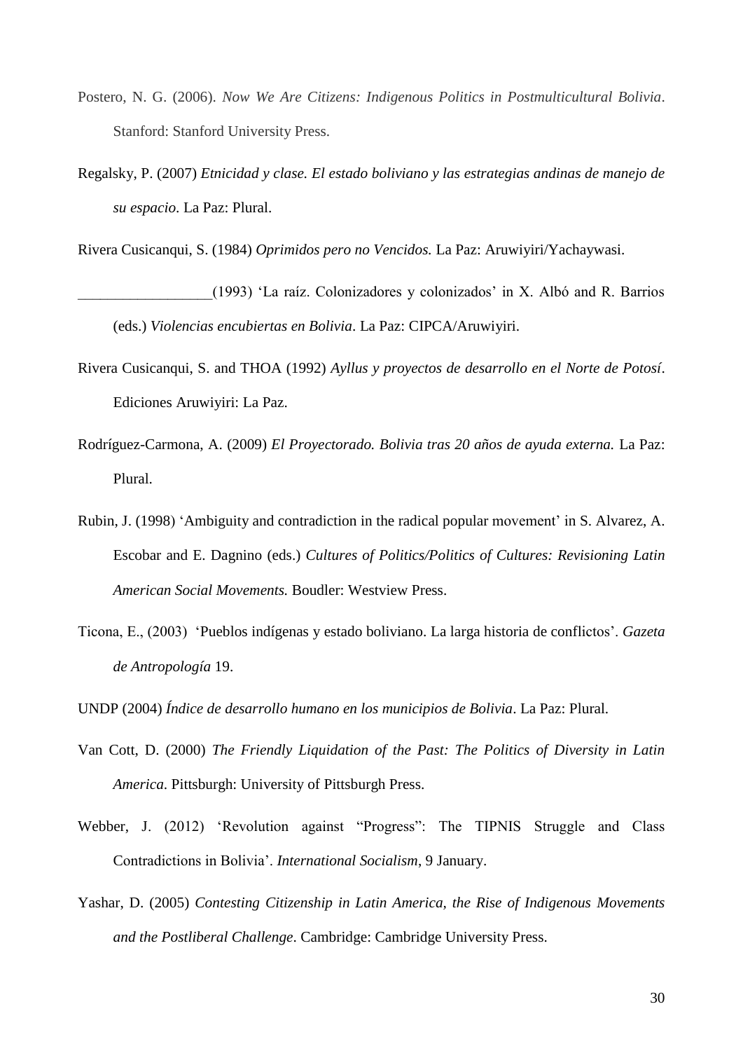Postero, N. G. (2006). *Now We Are Citizens: Indigenous Politics in Postmulticultural Bolivia*. Stanford: Stanford University Press.

Regalsky, P. (2007) *Etnicidad y clase. El estado boliviano y las estrategias andinas de manejo de su espacio*. La Paz: Plural.

Rivera Cusicanqui, S. (1984) *Oprimidos pero no Vencidos.* La Paz: Aruwiyiri/Yachaywasi.

__________________(1993) 'La raíz. Colonizadores y colonizados' in X. Albó and R. Barrios (eds.) *Violencias encubiertas en Bolivia*. La Paz: CIPCA/Aruwiyiri.

Rivera Cusicanqui, S. and THOA (1992) *Ayllus y proyectos de desarrollo en el Norte de Potosí*. Ediciones Aruwiyiri: La Paz.

Rodríguez-Carmona, A. (2009) *El Proyectorado. Bolivia tras 20 años de ayuda externa.* La Paz: Plural.

Rubin, J. (1998) 'Ambiguity and contradiction in the radical popular movement' in S. Alvarez, A. Escobar and E. Dagnino (eds.) *Cultures of Politics/Politics of Cultures: Revisioning Latin American Social Movements.* Boudler: Westview Press.

Ticona, E., (2003) 'Pueblos indígenas y estado boliviano. La larga historia de conflictos'. *Gazeta de Antropología* 19.

UNDP (2004) *Índice de desarrollo humano en los municipios de Bolivia*. La Paz: Plural.

Van Cott, D. (2000) *The Friendly Liquidation of the Past: The Politics of Diversity in Latin America*. Pittsburgh: University of Pittsburgh Press.

Webber, J. (2012) 'Revolution against "Progress": The TIPNIS Struggle and Class Contradictions in Bolivia'. *International Socialism*, 9 January.

Yashar, D. (2005) *Contesting Citizenship in Latin America, the Rise of Indigenous Movements and the Postliberal Challenge*. Cambridge: Cambridge University Press.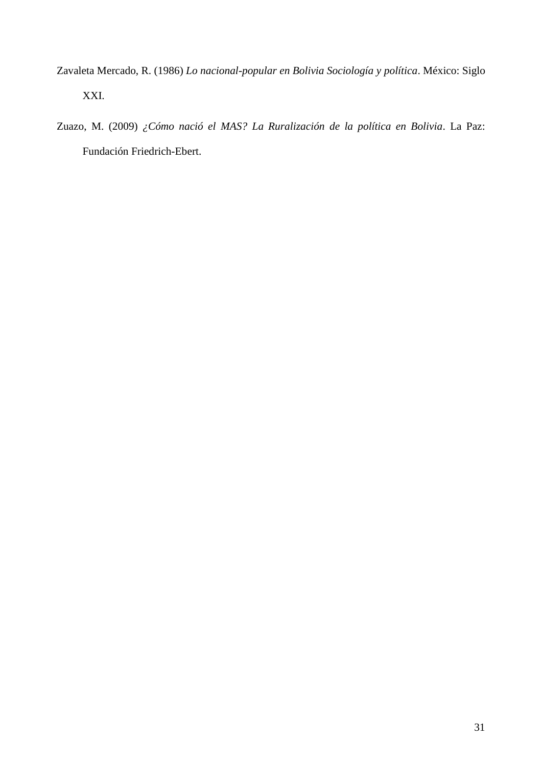Zavaleta Mercado, R. (1986) *Lo nacional-popular en Bolivia Sociología y política*. México: Siglo XXI.

Zuazo, M. (2009) *¿Cómo nació el MAS? La Ruralización de la política en Bolivia*. La Paz: Fundación Friedrich-Ebert.